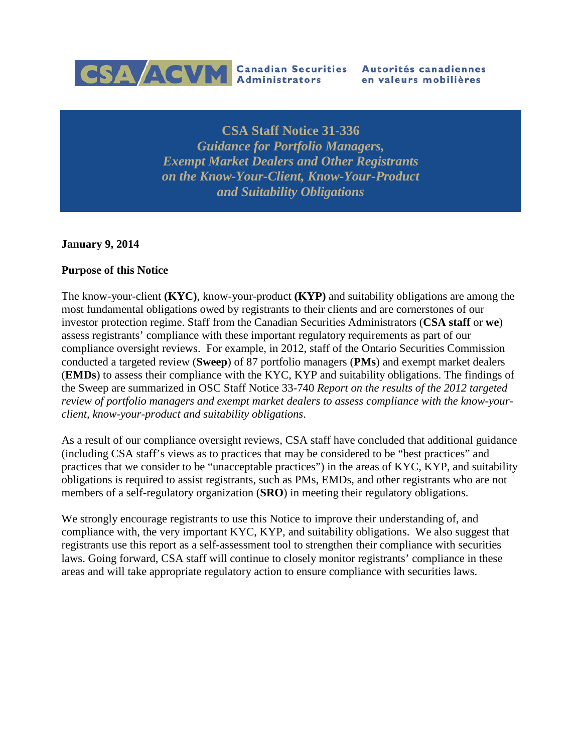CSA ACVM Canadian Securities Administrators Autorités canadiennes en valeurs mobilières

# CSA Staff Notice 31-336
# *Guidance for Portfolio Managers, Exempt Market Dealers and Other Registrants on the Know-Your-Client, Know-Your-Product and Suitability Obligations*

**January 9, 2014**

**Purpose of this Notice**

The know-your-client **(KYC)**, know-your-product **(KYP)** and suitability obligations are among the most fundamental obligations owed by registrants to their clients and are cornerstones of our investor protection regime. Staff from the Canadian Securities Administrators (**CSA staff** or **we**) assess registrants' compliance with these important regulatory requirements as part of our compliance oversight reviews. For example, in 2012, staff of the Ontario Securities Commission conducted a targeted review (**Sweep**) of 87 portfolio managers (**PMs**) and exempt market dealers (**EMDs**) to assess their compliance with the KYC, KYP and suitability obligations. The findings of the Sweep are summarized in OSC Staff Notice 33-740 *Report on the results of the 2012 targeted review of portfolio managers and exempt market dealers to assess compliance with the know-your-client, know-your-product and suitability obligations*.

As a result of our compliance oversight reviews, CSA staff have concluded that additional guidance (including CSA staff's views as to practices that may be considered to be "best practices" and practices that we consider to be "unacceptable practices") in the areas of KYC, KYP, and suitability obligations is required to assist registrants, such as PMs, EMDs, and other registrants who are not members of a self-regulatory organization (**SRO**) in meeting their regulatory obligations.

We strongly encourage registrants to use this Notice to improve their understanding of, and compliance with, the very important KYC, KYP, and suitability obligations. We also suggest that registrants use this report as a self-assessment tool to strengthen their compliance with securities laws. Going forward, CSA staff will continue to closely monitor registrants' compliance in these areas and will take appropriate regulatory action to ensure compliance with securities laws.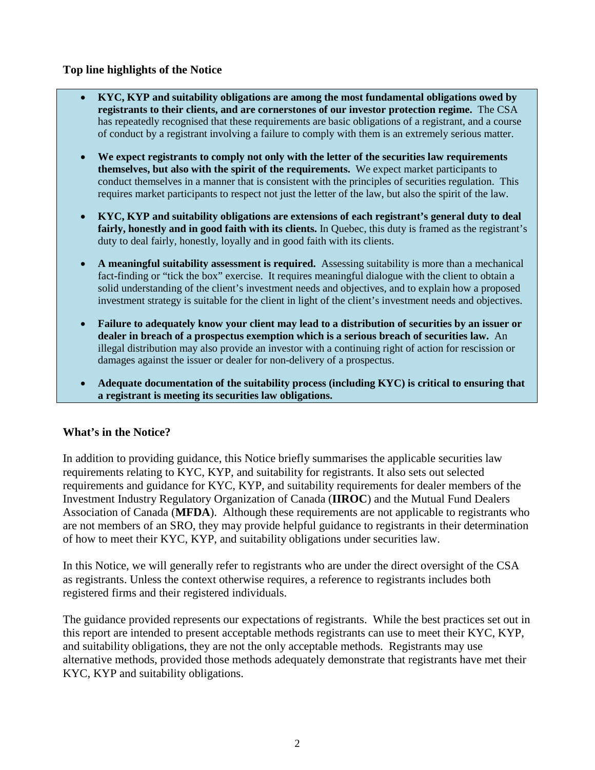**Top line highlights of the Notice**

- **KYC, KYP and suitability obligations are among the most fundamental obligations owed by registrants to their clients, and are cornerstones of our investor protection regime.** The CSA has repeatedly recognised that these requirements are basic obligations of a registrant, and a course of conduct by a registrant involving a failure to comply with them is an extremely serious matter.
- **We expect registrants to comply not only with the letter of the securities law requirements themselves, but also with the spirit of the requirements.** We expect market participants to conduct themselves in a manner that is consistent with the principles of securities regulation. This requires market participants to respect not just the letter of the law, but also the spirit of the law.
- **KYC, KYP and suitability obligations are extensions of each registrant's general duty to deal fairly, honestly and in good faith with its clients.** In Quebec, this duty is framed as the registrant's duty to deal fairly, honestly, loyally and in good faith with its clients.
- **A meaningful suitability assessment is required.** Assessing suitability is more than a mechanical fact-finding or "tick the box" exercise. It requires meaningful dialogue with the client to obtain a solid understanding of the client's investment needs and objectives, and to explain how a proposed investment strategy is suitable for the client in light of the client's investment needs and objectives.
- **Failure to adequately know your client may lead to a distribution of securities by an issuer or dealer in breach of a prospectus exemption which is a serious breach of securities law.** An illegal distribution may also provide an investor with a continuing right of action for rescission or damages against the issuer or dealer for non-delivery of a prospectus.
- **Adequate documentation of the suitability process (including KYC) is critical to ensuring that a registrant is meeting its securities law obligations.**

**What's in the Notice?**

In addition to providing guidance, this Notice briefly summarises the applicable securities law requirements relating to KYC, KYP, and suitability for registrants. It also sets out selected requirements and guidance for KYC, KYP, and suitability requirements for dealer members of the Investment Industry Regulatory Organization of Canada (**IIROC**) and the Mutual Fund Dealers Association of Canada (**MFDA**). Although these requirements are not applicable to registrants who are not members of an SRO, they may provide helpful guidance to registrants in their determination of how to meet their KYC, KYP, and suitability obligations under securities law.

In this Notice, we will generally refer to registrants who are under the direct oversight of the CSA as registrants. Unless the context otherwise requires, a reference to registrants includes both registered firms and their registered individuals.

The guidance provided represents our expectations of registrants. While the best practices set out in this report are intended to present acceptable methods registrants can use to meet their KYC, KYP, and suitability obligations, they are not the only acceptable methods. Registrants may use alternative methods, provided those methods adequately demonstrate that registrants have met their KYC, KYP and suitability obligations.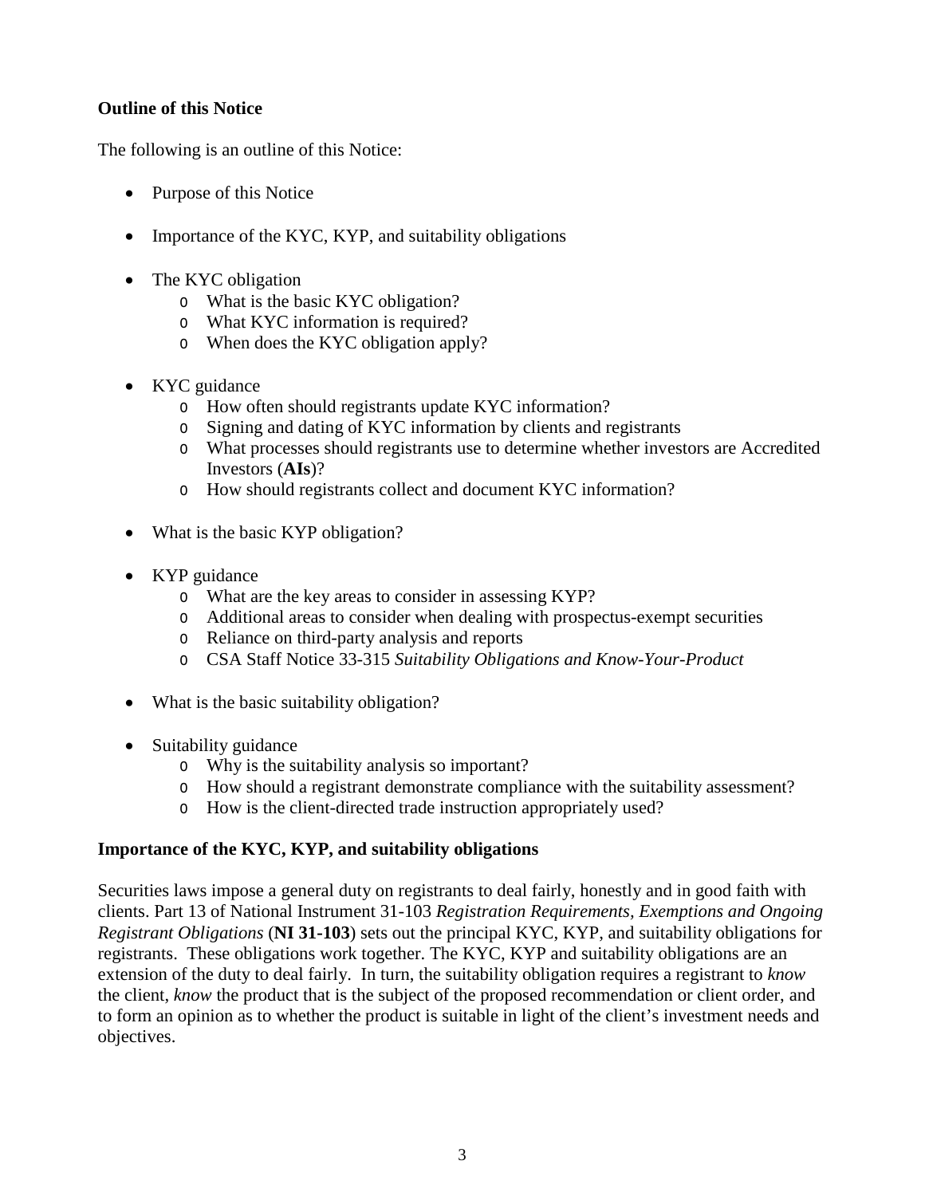**Outline of this Notice**

The following is an outline of this Notice:

- Purpose of this Notice
- Importance of the KYC, KYP, and suitability obligations
- The KYC obligation
  - What is the basic KYC obligation?
  - What KYC information is required?
  - When does the KYC obligation apply?
- KYC guidance
  - How often should registrants update KYC information?
  - Signing and dating of KYC information by clients and registrants
  - What processes should registrants use to determine whether investors are Accredited Investors (**AIs**)?
  - How should registrants collect and document KYC information?
- What is the basic KYP obligation?
- KYP guidance
  - What are the key areas to consider in assessing KYP?
  - Additional areas to consider when dealing with prospectus-exempt securities
  - Reliance on third-party analysis and reports
  - CSA Staff Notice 33-315 *Suitability Obligations and Know-Your-Product*
- What is the basic suitability obligation?
- Suitability guidance
  - Why is the suitability analysis so important?
  - How should a registrant demonstrate compliance with the suitability assessment?
  - How is the client-directed trade instruction appropriately used?

**Importance of the KYC, KYP, and suitability obligations**

Securities laws impose a general duty on registrants to deal fairly, honestly and in good faith with clients. Part 13 of National Instrument 31-103 *Registration Requirements, Exemptions and Ongoing Registrant Obligations* (**NI 31-103**) sets out the principal KYC, KYP, and suitability obligations for registrants. These obligations work together. The KYC, KYP and suitability obligations are an extension of the duty to deal fairly. In turn, the suitability obligation requires a registrant to *know* the client, *know* the product that is the subject of the proposed recommendation or client order, and to form an opinion as to whether the product is suitable in light of the client's investment needs and objectives.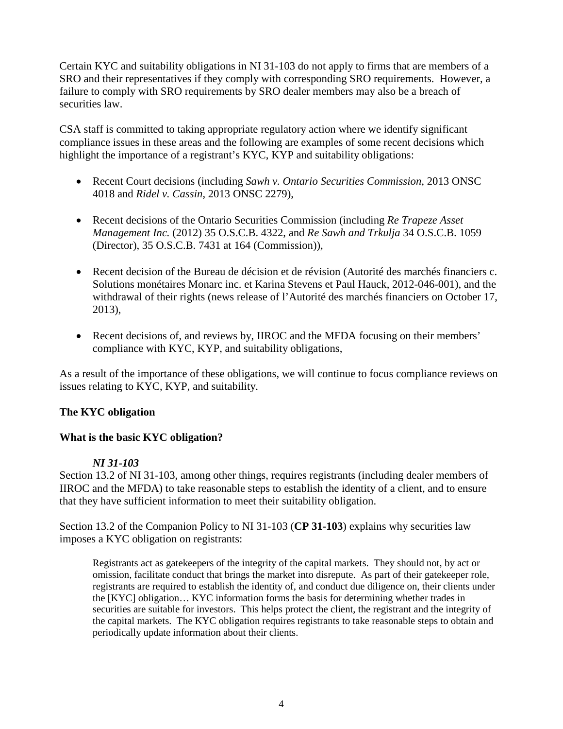Certain KYC and suitability obligations in NI 31-103 do not apply to firms that are members of a SRO and their representatives if they comply with corresponding SRO requirements. However, a failure to comply with SRO requirements by SRO dealer members may also be a breach of securities law.

CSA staff is committed to taking appropriate regulatory action where we identify significant compliance issues in these areas and the following are examples of some recent decisions which highlight the importance of a registrant's KYC, KYP and suitability obligations:

- Recent Court decisions (including *Sawh v. Ontario Securities Commission*, 2013 ONSC 4018 and *Ridel v. Cassin*, 2013 ONSC 2279),
- Recent decisions of the Ontario Securities Commission (including *Re Trapeze Asset Management Inc.* (2012) 35 O.S.C.B. 4322, and *Re Sawh and Trkulja* 34 O.S.C.B. 1059 (Director), 35 O.S.C.B. 7431 at 164 (Commission)),
- Recent decision of the Bureau de décision et de révision (Autorité des marchés financiers c. Solutions monétaires Monarc inc. et Karina Stevens et Paul Hauck, 2012-046-001), and the withdrawal of their rights (news release of l'Autorité des marchés financiers on October 17, 2013),
- Recent decisions of, and reviews by, IIROC and the MFDA focusing on their members' compliance with KYC, KYP, and suitability obligations,

As a result of the importance of these obligations, we will continue to focus compliance reviews on issues relating to KYC, KYP, and suitability.

## The KYC obligation

### What is the basic KYC obligation?

***NI 31-103***

Section 13.2 of NI 31-103, among other things, requires registrants (including dealer members of IIROC and the MFDA) to take reasonable steps to establish the identity of a client, and to ensure that they have sufficient information to meet their suitability obligation.

Section 13.2 of the Companion Policy to NI 31-103 (**CP 31-103**) explains why securities law imposes a KYC obligation on registrants:

> Registrants act as gatekeepers of the integrity of the capital markets. They should not, by act or omission, facilitate conduct that brings the market into disrepute. As part of their gatekeeper role, registrants are required to establish the identity of, and conduct due diligence on, their clients under the [KYC] obligation… KYC information forms the basis for determining whether trades in securities are suitable for investors. This helps protect the client, the registrant and the integrity of the capital markets. The KYC obligation requires registrants to take reasonable steps to obtain and periodically update information about their clients.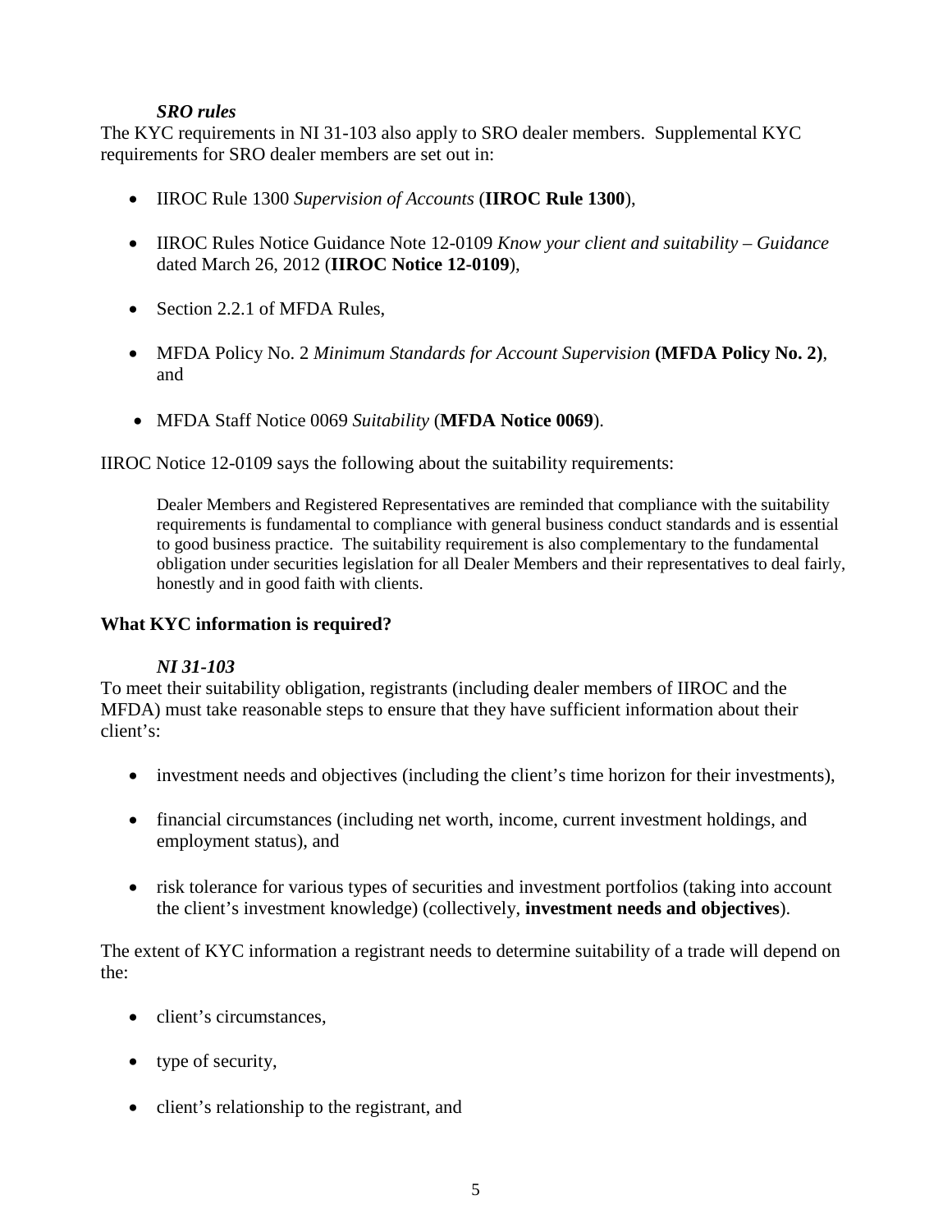### *SRO rules*

The KYC requirements in NI 31-103 also apply to SRO dealer members. Supplemental KYC requirements for SRO dealer members are set out in:

- IIROC Rule 1300 *Supervision of Accounts* (**IIROC Rule 1300**),
- IIROC Rules Notice Guidance Note 12-0109 *Know your client and suitability – Guidance* dated March 26, 2012 (**IIROC Notice 12-0109**),
- Section 2.2.1 of MFDA Rules,
- MFDA Policy No. 2 *Minimum Standards for Account Supervision* **(MFDA Policy No. 2)**, and
- MFDA Staff Notice 0069 *Suitability* (**MFDA Notice 0069**).

IIROC Notice 12-0109 says the following about the suitability requirements:

> Dealer Members and Registered Representatives are reminded that compliance with the suitability requirements is fundamental to compliance with general business conduct standards and is essential to good business practice. The suitability requirement is also complementary to the fundamental obligation under securities legislation for all Dealer Members and their representatives to deal fairly, honestly and in good faith with clients.

## What KYC information is required?

### *NI 31-103*

To meet their suitability obligation, registrants (including dealer members of IIROC and the MFDA) must take reasonable steps to ensure that they have sufficient information about their client's:

- investment needs and objectives (including the client's time horizon for their investments),
- financial circumstances (including net worth, income, current investment holdings, and employment status), and
- risk tolerance for various types of securities and investment portfolios (taking into account the client's investment knowledge) (collectively, **investment needs and objectives**).

The extent of KYC information a registrant needs to determine suitability of a trade will depend on the:

- client's circumstances,
- type of security,
- client's relationship to the registrant, and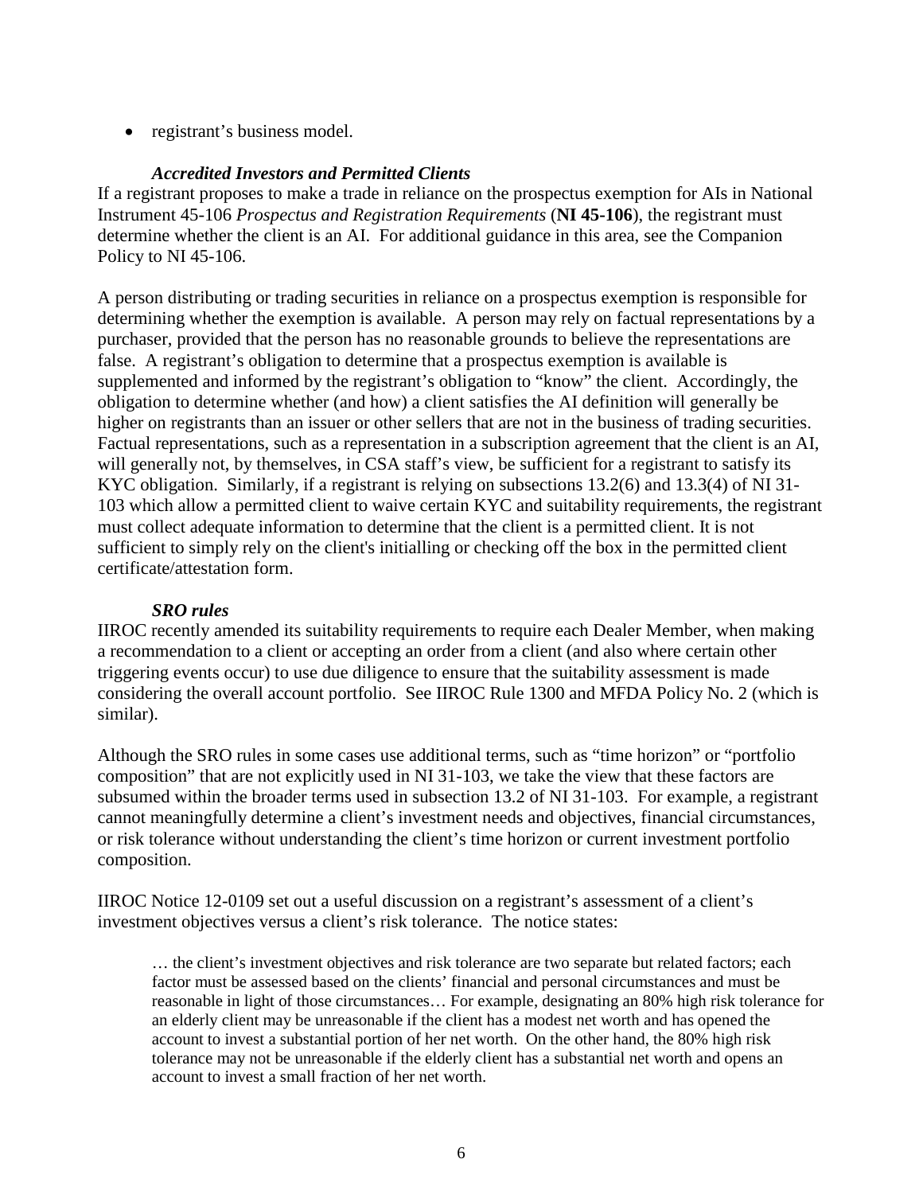- registrant's business model.

### *Accredited Investors and Permitted Clients*

If a registrant proposes to make a trade in reliance on the prospectus exemption for AIs in National Instrument 45-106 *Prospectus and Registration Requirements* (**NI 45-106**), the registrant must determine whether the client is an AI. For additional guidance in this area, see the Companion Policy to NI 45-106.

A person distributing or trading securities in reliance on a prospectus exemption is responsible for determining whether the exemption is available. A person may rely on factual representations by a purchaser, provided that the person has no reasonable grounds to believe the representations are false. A registrant's obligation to determine that a prospectus exemption is available is supplemented and informed by the registrant's obligation to "know" the client. Accordingly, the obligation to determine whether (and how) a client satisfies the AI definition will generally be higher on registrants than an issuer or other sellers that are not in the business of trading securities. Factual representations, such as a representation in a subscription agreement that the client is an AI, will generally not, by themselves, in CSA staff's view, be sufficient for a registrant to satisfy its KYC obligation. Similarly, if a registrant is relying on subsections 13.2(6) and 13.3(4) of NI 31-103 which allow a permitted client to waive certain KYC and suitability requirements, the registrant must collect adequate information to determine that the client is a permitted client. It is not sufficient to simply rely on the client's initialling or checking off the box in the permitted client certificate/attestation form.

### *SRO rules*

IIROC recently amended its suitability requirements to require each Dealer Member, when making a recommendation to a client or accepting an order from a client (and also where certain other triggering events occur) to use due diligence to ensure that the suitability assessment is made considering the overall account portfolio. See IIROC Rule 1300 and MFDA Policy No. 2 (which is similar).

Although the SRO rules in some cases use additional terms, such as "time horizon" or "portfolio composition" that are not explicitly used in NI 31-103, we take the view that these factors are subsumed within the broader terms used in subsection 13.2 of NI 31-103. For example, a registrant cannot meaningfully determine a client's investment needs and objectives, financial circumstances, or risk tolerance without understanding the client's time horizon or current investment portfolio composition.

IIROC Notice 12-0109 set out a useful discussion on a registrant's assessment of a client's investment objectives versus a client's risk tolerance. The notice states:

> … the client's investment objectives and risk tolerance are two separate but related factors; each factor must be assessed based on the clients' financial and personal circumstances and must be reasonable in light of those circumstances… For example, designating an 80% high risk tolerance for an elderly client may be unreasonable if the client has a modest net worth and has opened the account to invest a substantial portion of her net worth. On the other hand, the 80% high risk tolerance may not be unreasonable if the elderly client has a substantial net worth and opens an account to invest a small fraction of her net worth.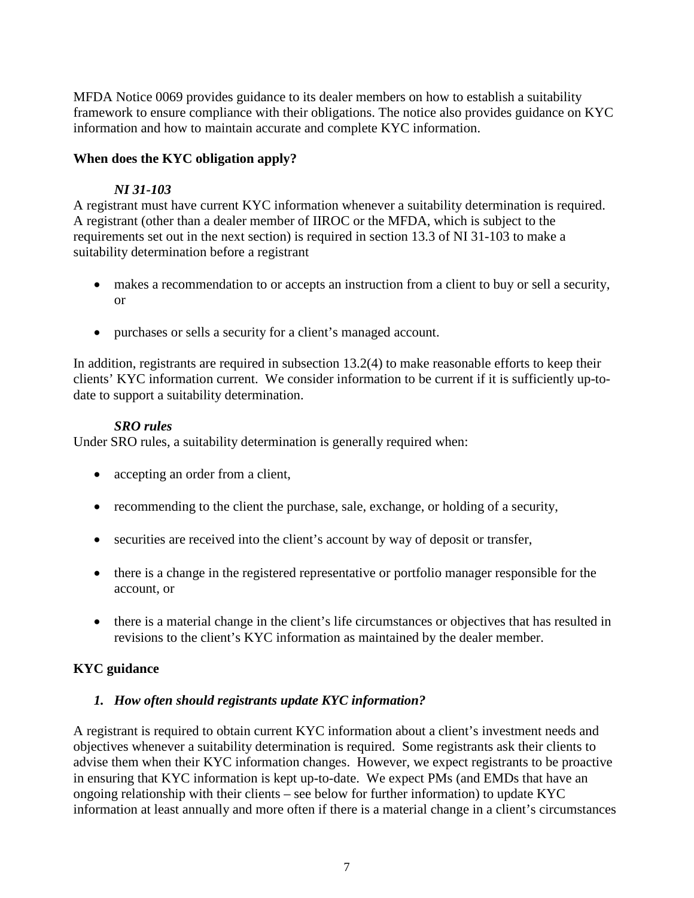MFDA Notice 0069 provides guidance to its dealer members on how to establish a suitability framework to ensure compliance with their obligations. The notice also provides guidance on KYC information and how to maintain accurate and complete KYC information.

### When does the KYC obligation apply?

#### *NI 31-103*

A registrant must have current KYC information whenever a suitability determination is required. A registrant (other than a dealer member of IIROC or the MFDA, which is subject to the requirements set out in the next section) is required in section 13.3 of NI 31-103 to make a suitability determination before a registrant

- makes a recommendation to or accepts an instruction from a client to buy or sell a security, or
- purchases or sells a security for a client's managed account.

In addition, registrants are required in subsection 13.2(4) to make reasonable efforts to keep their clients' KYC information current. We consider information to be current if it is sufficiently up-to-date to support a suitability determination.

#### *SRO rules*

Under SRO rules, a suitability determination is generally required when:

- accepting an order from a client,
- recommending to the client the purchase, sale, exchange, or holding of a security,
- securities are received into the client's account by way of deposit or transfer,
- there is a change in the registered representative or portfolio manager responsible for the account, or
- there is a material change in the client's life circumstances or objectives that has resulted in revisions to the client's KYC information as maintained by the dealer member.

### KYC guidance

#### *1. How often should registrants update KYC information?*

A registrant is required to obtain current KYC information about a client's investment needs and objectives whenever a suitability determination is required. Some registrants ask their clients to advise them when their KYC information changes. However, we expect registrants to be proactive in ensuring that KYC information is kept up-to-date. We expect PMs (and EMDs that have an ongoing relationship with their clients – see below for further information) to update KYC information at least annually and more often if there is a material change in a client's circumstances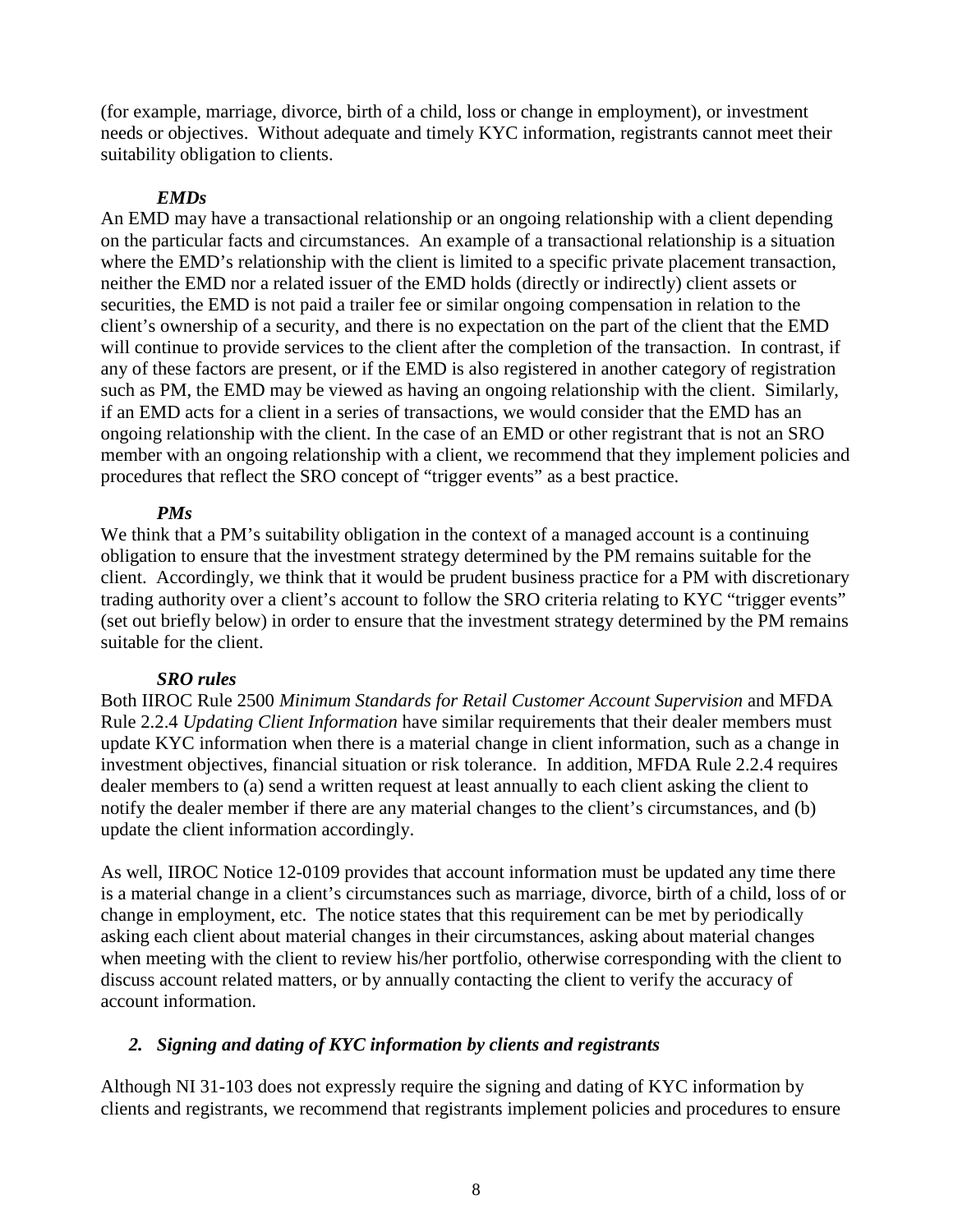(for example, marriage, divorce, birth of a child, loss or change in employment), or investment needs or objectives. Without adequate and timely KYC information, registrants cannot meet their suitability obligation to clients.

***EMDs***

An EMD may have a transactional relationship or an ongoing relationship with a client depending on the particular facts and circumstances. An example of a transactional relationship is a situation where the EMD's relationship with the client is limited to a specific private placement transaction, neither the EMD nor a related issuer of the EMD holds (directly or indirectly) client assets or securities, the EMD is not paid a trailer fee or similar ongoing compensation in relation to the client's ownership of a security, and there is no expectation on the part of the client that the EMD will continue to provide services to the client after the completion of the transaction. In contrast, if any of these factors are present, or if the EMD is also registered in another category of registration such as PM, the EMD may be viewed as having an ongoing relationship with the client. Similarly, if an EMD acts for a client in a series of transactions, we would consider that the EMD has an ongoing relationship with the client. In the case of an EMD or other registrant that is not an SRO member with an ongoing relationship with a client, we recommend that they implement policies and procedures that reflect the SRO concept of "trigger events" as a best practice.

***PMs***

We think that a PM's suitability obligation in the context of a managed account is a continuing obligation to ensure that the investment strategy determined by the PM remains suitable for the client. Accordingly, we think that it would be prudent business practice for a PM with discretionary trading authority over a client's account to follow the SRO criteria relating to KYC "trigger events" (set out briefly below) in order to ensure that the investment strategy determined by the PM remains suitable for the client.

***SRO rules***

Both IIROC Rule 2500 *Minimum Standards for Retail Customer Account Supervision* and MFDA Rule 2.2.4 *Updating Client Information* have similar requirements that their dealer members must update KYC information when there is a material change in client information, such as a change in investment objectives, financial situation or risk tolerance. In addition, MFDA Rule 2.2.4 requires dealer members to (a) send a written request at least annually to each client asking the client to notify the dealer member if there are any material changes to the client's circumstances, and (b) update the client information accordingly.

As well, IIROC Notice 12-0109 provides that account information must be updated any time there is a material change in a client's circumstances such as marriage, divorce, birth of a child, loss of or change in employment, etc. The notice states that this requirement can be met by periodically asking each client about material changes in their circumstances, asking about material changes when meeting with the client to review his/her portfolio, otherwise corresponding with the client to discuss account related matters, or by annually contacting the client to verify the accuracy of account information.

### *2. Signing and dating of KYC information by clients and registrants*

Although NI 31-103 does not expressly require the signing and dating of KYC information by clients and registrants, we recommend that registrants implement policies and procedures to ensure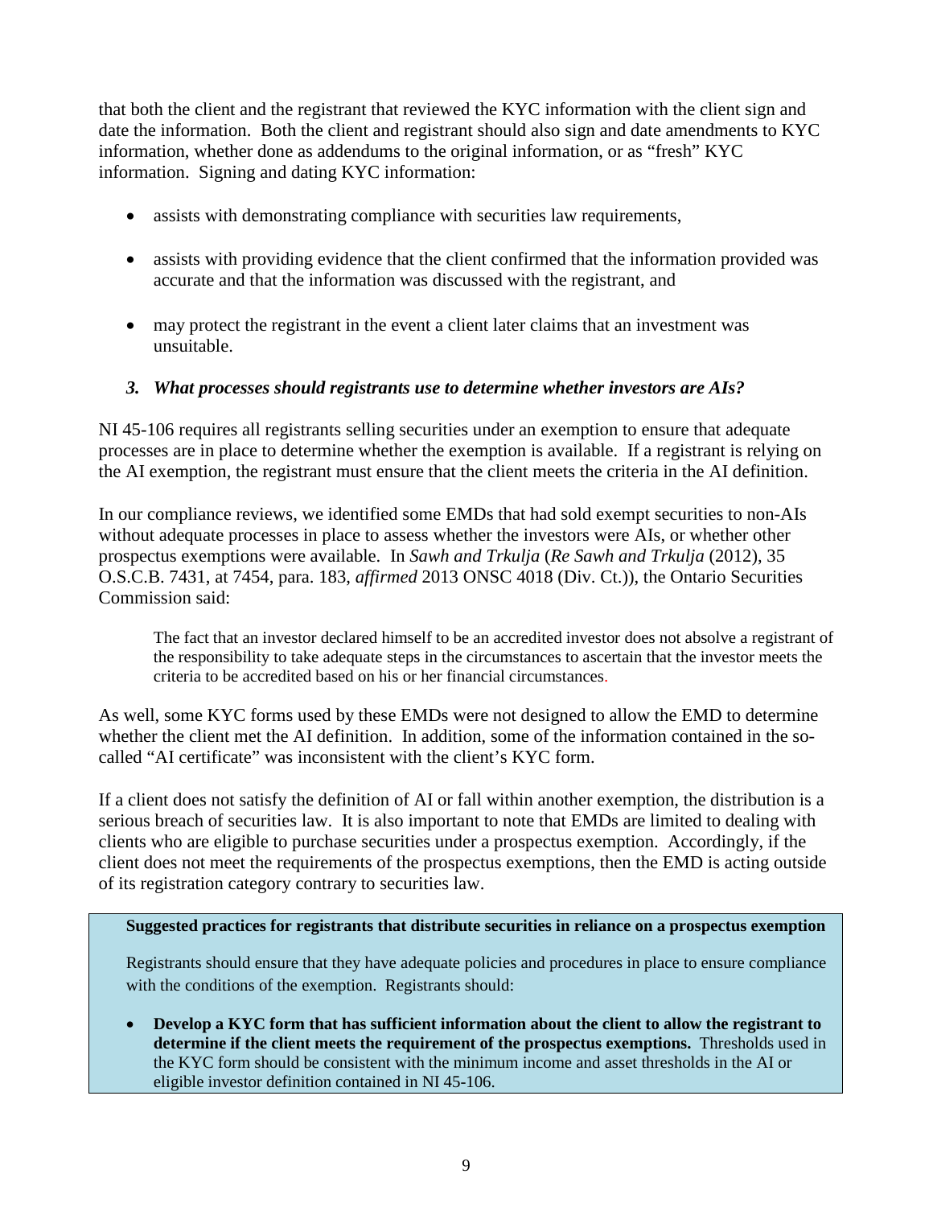that both the client and the registrant that reviewed the KYC information with the client sign and date the information. Both the client and registrant should also sign and date amendments to KYC information, whether done as addendums to the original information, or as "fresh" KYC information. Signing and dating KYC information:

- assists with demonstrating compliance with securities law requirements,
- assists with providing evidence that the client confirmed that the information provided was accurate and that the information was discussed with the registrant, and
- may protect the registrant in the event a client later claims that an investment was unsuitable.

### *3. What processes should registrants use to determine whether investors are AIs?*

NI 45-106 requires all registrants selling securities under an exemption to ensure that adequate processes are in place to determine whether the exemption is available. If a registrant is relying on the AI exemption, the registrant must ensure that the client meets the criteria in the AI definition.

In our compliance reviews, we identified some EMDs that had sold exempt securities to non-AIs without adequate processes in place to assess whether the investors were AIs, or whether other prospectus exemptions were available. In *Sawh and Trkulja* (*Re Sawh and Trkulja* (2012), 35 O.S.C.B. 7431, at 7454, para. 183, *affirmed* 2013 ONSC 4018 (Div. Ct.)), the Ontario Securities Commission said:

> The fact that an investor declared himself to be an accredited investor does not absolve a registrant of the responsibility to take adequate steps in the circumstances to ascertain that the investor meets the criteria to be accredited based on his or her financial circumstances.

As well, some KYC forms used by these EMDs were not designed to allow the EMD to determine whether the client met the AI definition. In addition, some of the information contained in the so-called "AI certificate" was inconsistent with the client's KYC form.

If a client does not satisfy the definition of AI or fall within another exemption, the distribution is a serious breach of securities law. It is also important to note that EMDs are limited to dealing with clients who are eligible to purchase securities under a prospectus exemption. Accordingly, if the client does not meet the requirements of the prospectus exemptions, then the EMD is acting outside of its registration category contrary to securities law.

**Suggested practices for registrants that distribute securities in reliance on a prospectus exemption**

Registrants should ensure that they have adequate policies and procedures in place to ensure compliance with the conditions of the exemption. Registrants should:

- **Develop a KYC form that has sufficient information about the client to allow the registrant to determine if the client meets the requirement of the prospectus exemptions.** Thresholds used in the KYC form should be consistent with the minimum income and asset thresholds in the AI or eligible investor definition contained in NI 45-106.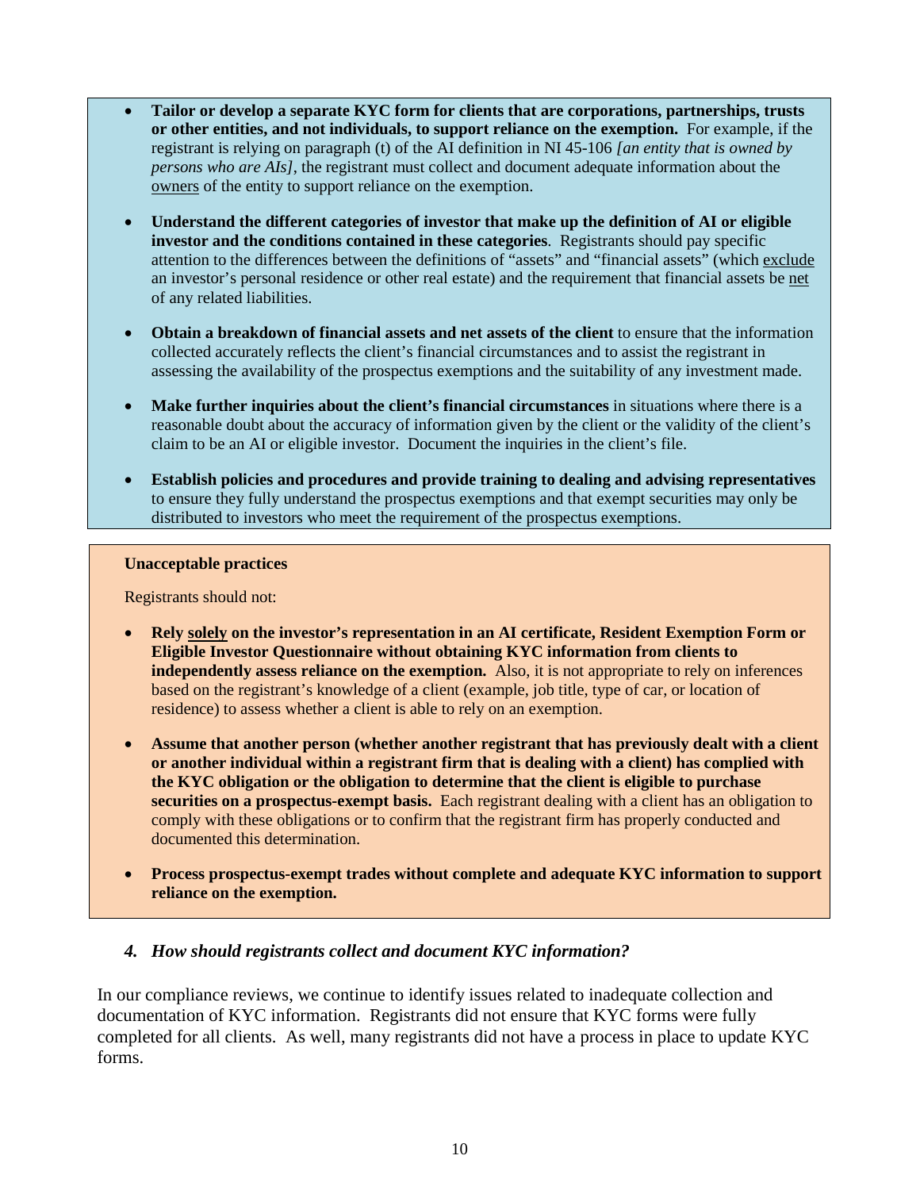- **Tailor or develop a separate KYC form for clients that are corporations, partnerships, trusts or other entities, and not individuals, to support reliance on the exemption.** For example, if the registrant is relying on paragraph (t) of the AI definition in NI 45-106 *[an entity that is owned by persons who are AIs]*, the registrant must collect and document adequate information about the <u>owners</u> of the entity to support reliance on the exemption.

- **Understand the different categories of investor that make up the definition of AI or eligible investor and the conditions contained in these categories**. Registrants should pay specific attention to the differences between the definitions of "assets" and "financial assets" (which <u>exclude</u> an investor's personal residence or other real estate) and the requirement that financial assets be <u>net</u> of any related liabilities.

- **Obtain a breakdown of financial assets and net assets of the client** to ensure that the information collected accurately reflects the client's financial circumstances and to assist the registrant in assessing the availability of the prospectus exemptions and the suitability of any investment made.

- **Make further inquiries about the client's financial circumstances** in situations where there is a reasonable doubt about the accuracy of information given by the client or the validity of the client's claim to be an AI or eligible investor. Document the inquiries in the client's file.

- **Establish policies and procedures and provide training to dealing and advising representatives** to ensure they fully understand the prospectus exemptions and that exempt securities may only be distributed to investors who meet the requirement of the prospectus exemptions.

**Unacceptable practices**

Registrants should not:

- **Rely <u>solely</u> on the investor's representation in an AI certificate, Resident Exemption Form or Eligible Investor Questionnaire without obtaining KYC information from clients to independently assess reliance on the exemption.** Also, it is not appropriate to rely on inferences based on the registrant's knowledge of a client (example, job title, type of car, or location of residence) to assess whether a client is able to rely on an exemption.

- **Assume that another person (whether another registrant that has previously dealt with a client or another individual within a registrant firm that is dealing with a client) has complied with the KYC obligation or the obligation to determine that the client is eligible to purchase securities on a prospectus-exempt basis.** Each registrant dealing with a client has an obligation to comply with these obligations or to confirm that the registrant firm has properly conducted and documented this determination.

- **Process prospectus-exempt trades without complete and adequate KYC information to support reliance on the exemption.**

### *4. How should registrants collect and document KYC information?*

In our compliance reviews, we continue to identify issues related to inadequate collection and documentation of KYC information. Registrants did not ensure that KYC forms were fully completed for all clients. As well, many registrants did not have a process in place to update KYC forms.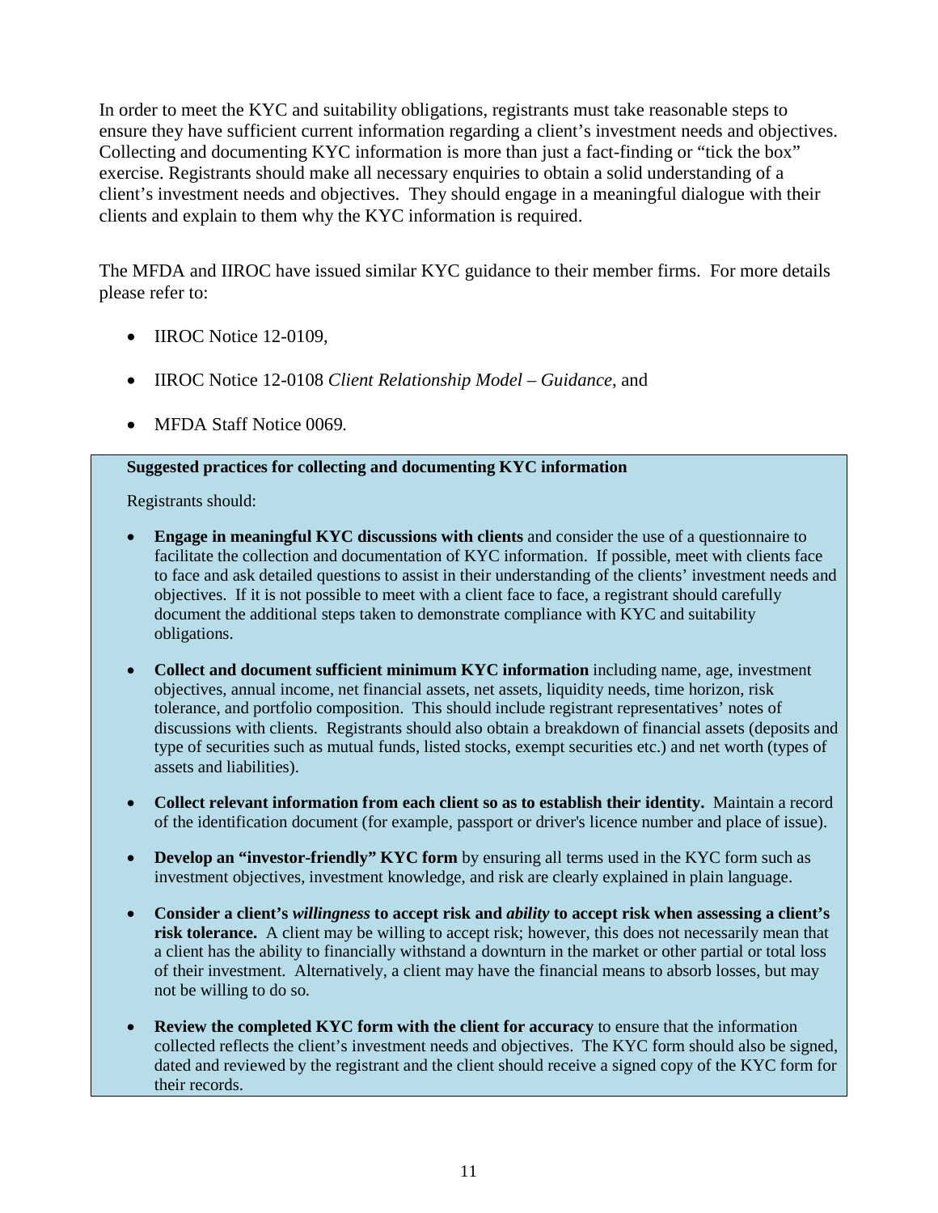In order to meet the KYC and suitability obligations, registrants must take reasonable steps to ensure they have sufficient current information regarding a client's investment needs and objectives. Collecting and documenting KYC information is more than just a fact-finding or "tick the box" exercise. Registrants should make all necessary enquiries to obtain a solid understanding of a client's investment needs and objectives. They should engage in a meaningful dialogue with their clients and explain to them why the KYC information is required.

The MFDA and IIROC have issued similar KYC guidance to their member firms. For more details please refer to:

- IIROC Notice 12-0109,
- IIROC Notice 12-0108 *Client Relationship Model – Guidance*, and
- MFDA Staff Notice 0069.

**Suggested practices for collecting and documenting KYC information**

Registrants should:

- **Engage in meaningful KYC discussions with clients** and consider the use of a questionnaire to facilitate the collection and documentation of KYC information. If possible, meet with clients face to face and ask detailed questions to assist in their understanding of the clients' investment needs and objectives. If it is not possible to meet with a client face to face, a registrant should carefully document the additional steps taken to demonstrate compliance with KYC and suitability obligations.
- **Collect and document sufficient minimum KYC information** including name, age, investment objectives, annual income, net financial assets, net assets, liquidity needs, time horizon, risk tolerance, and portfolio composition. This should include registrant representatives' notes of discussions with clients. Registrants should also obtain a breakdown of financial assets (deposits and type of securities such as mutual funds, listed stocks, exempt securities etc.) and net worth (types of assets and liabilities).
- **Collect relevant information from each client so as to establish their identity.** Maintain a record of the identification document (for example, passport or driver's licence number and place of issue).
- **Develop an "investor-friendly" KYC form** by ensuring all terms used in the KYC form such as investment objectives, investment knowledge, and risk are clearly explained in plain language.
- **Consider a client's *willingness* to accept risk and *ability* to accept risk when assessing a client's risk tolerance.** A client may be willing to accept risk; however, this does not necessarily mean that a client has the ability to financially withstand a downturn in the market or other partial or total loss of their investment. Alternatively, a client may have the financial means to absorb losses, but may not be willing to do so.
- **Review the completed KYC form with the client for accuracy** to ensure that the information collected reflects the client's investment needs and objectives. The KYC form should also be signed, dated and reviewed by the registrant and the client should receive a signed copy of the KYC form for their records.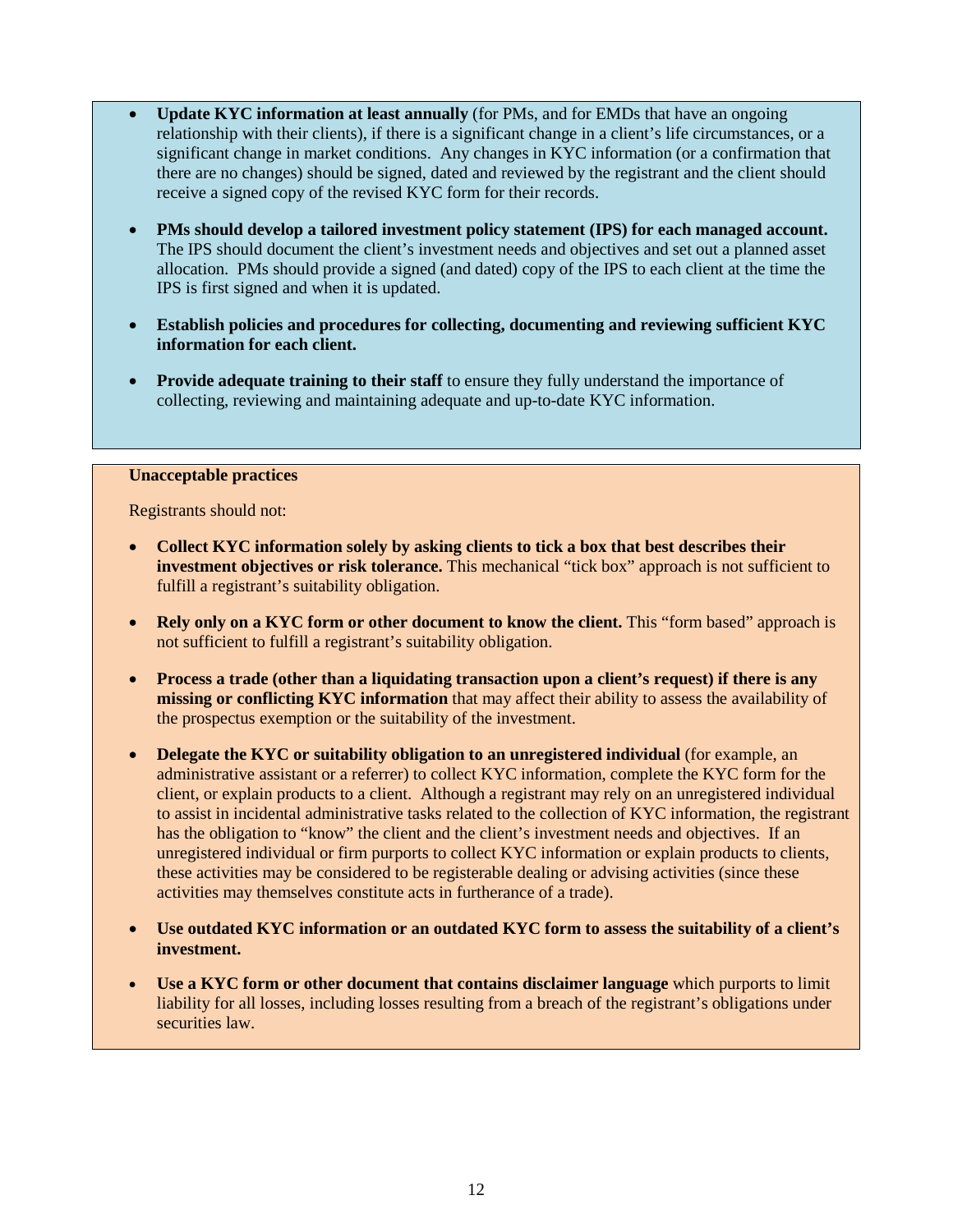- **Update KYC information at least annually** (for PMs, and for EMDs that have an ongoing relationship with their clients), if there is a significant change in a client's life circumstances, or a significant change in market conditions. Any changes in KYC information (or a confirmation that there are no changes) should be signed, dated and reviewed by the registrant and the client should receive a signed copy of the revised KYC form for their records.

- **PMs should develop a tailored investment policy statement (IPS) for each managed account.** The IPS should document the client's investment needs and objectives and set out a planned asset allocation. PMs should provide a signed (and dated) copy of the IPS to each client at the time the IPS is first signed and when it is updated.

- **Establish policies and procedures for collecting, documenting and reviewing sufficient KYC information for each client.**

- **Provide adequate training to their staff** to ensure they fully understand the importance of collecting, reviewing and maintaining adequate and up-to-date KYC information.

**Unacceptable practices**

Registrants should not:

- **Collect KYC information solely by asking clients to tick a box that best describes their investment objectives or risk tolerance.** This mechanical "tick box" approach is not sufficient to fulfill a registrant's suitability obligation.

- **Rely only on a KYC form or other document to know the client.** This "form based" approach is not sufficient to fulfill a registrant's suitability obligation.

- **Process a trade (other than a liquidating transaction upon a client's request) if there is any missing or conflicting KYC information** that may affect their ability to assess the availability of the prospectus exemption or the suitability of the investment.

- **Delegate the KYC or suitability obligation to an unregistered individual** (for example, an administrative assistant or a referrer) to collect KYC information, complete the KYC form for the client, or explain products to a client. Although a registrant may rely on an unregistered individual to assist in incidental administrative tasks related to the collection of KYC information, the registrant has the obligation to "know" the client and the client's investment needs and objectives. If an unregistered individual or firm purports to collect KYC information or explain products to clients, these activities may be considered to be registerable dealing or advising activities (since these activities may themselves constitute acts in furtherance of a trade).

- **Use outdated KYC information or an outdated KYC form to assess the suitability of a client's investment.**

- **Use a KYC form or other document that contains disclaimer language** which purports to limit liability for all losses, including losses resulting from a breach of the registrant's obligations under securities law.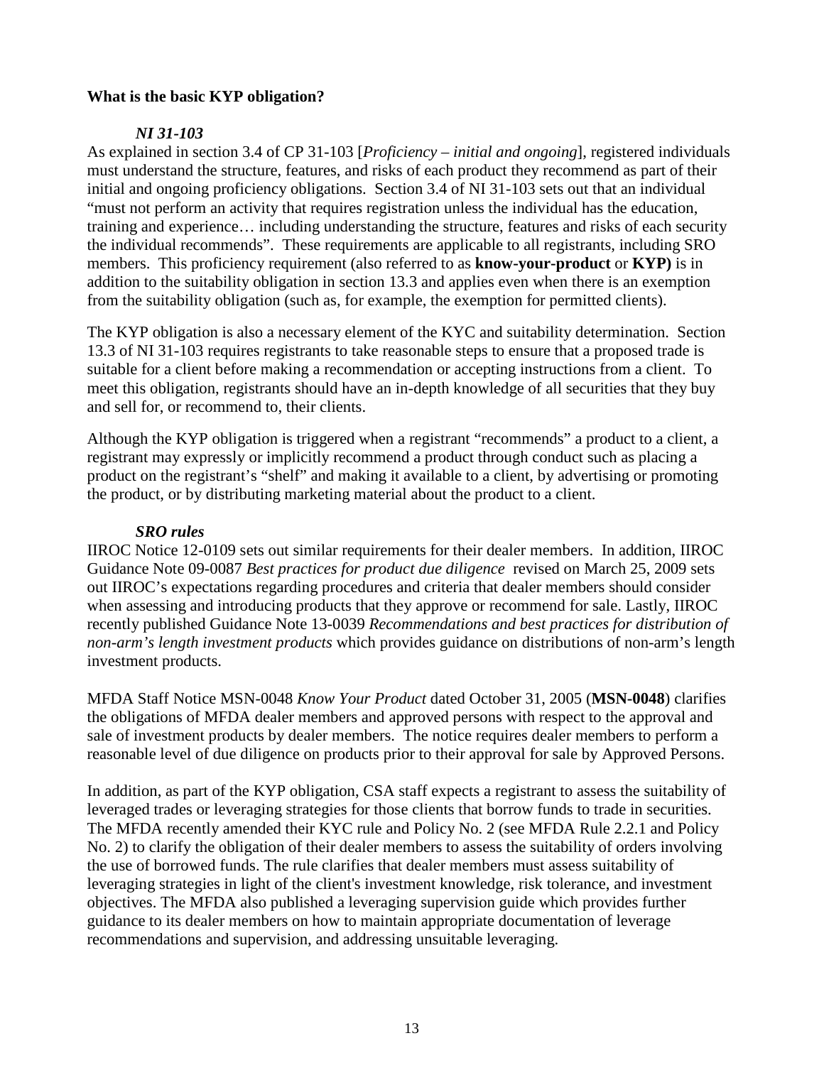**What is the basic KYP obligation?**

***NI 31-103***

As explained in section 3.4 of CP 31-103 [*Proficiency – initial and ongoing*], registered individuals must understand the structure, features, and risks of each product they recommend as part of their initial and ongoing proficiency obligations. Section 3.4 of NI 31-103 sets out that an individual "must not perform an activity that requires registration unless the individual has the education, training and experience… including understanding the structure, features and risks of each security the individual recommends". These requirements are applicable to all registrants, including SRO members. This proficiency requirement (also referred to as **know-your-product** or **KYP)** is in addition to the suitability obligation in section 13.3 and applies even when there is an exemption from the suitability obligation (such as, for example, the exemption for permitted clients).

The KYP obligation is also a necessary element of the KYC and suitability determination. Section 13.3 of NI 31-103 requires registrants to take reasonable steps to ensure that a proposed trade is suitable for a client before making a recommendation or accepting instructions from a client. To meet this obligation, registrants should have an in-depth knowledge of all securities that they buy and sell for, or recommend to, their clients.

Although the KYP obligation is triggered when a registrant "recommends" a product to a client, a registrant may expressly or implicitly recommend a product through conduct such as placing a product on the registrant's "shelf" and making it available to a client, by advertising or promoting the product, or by distributing marketing material about the product to a client.

***SRO rules***

IIROC Notice 12-0109 sets out similar requirements for their dealer members. In addition, IIROC Guidance Note 09-0087 *Best practices for product due diligence* revised on March 25, 2009 sets out IIROC's expectations regarding procedures and criteria that dealer members should consider when assessing and introducing products that they approve or recommend for sale. Lastly, IIROC recently published Guidance Note 13-0039 *Recommendations and best practices for distribution of non-arm's length investment products* which provides guidance on distributions of non-arm's length investment products.

MFDA Staff Notice MSN-0048 *Know Your Product* dated October 31, 2005 (**MSN-0048**) clarifies the obligations of MFDA dealer members and approved persons with respect to the approval and sale of investment products by dealer members. The notice requires dealer members to perform a reasonable level of due diligence on products prior to their approval for sale by Approved Persons.

In addition, as part of the KYP obligation, CSA staff expects a registrant to assess the suitability of leveraged trades or leveraging strategies for those clients that borrow funds to trade in securities. The MFDA recently amended their KYC rule and Policy No. 2 (see MFDA Rule 2.2.1 and Policy No. 2) to clarify the obligation of their dealer members to assess the suitability of orders involving the use of borrowed funds. The rule clarifies that dealer members must assess suitability of leveraging strategies in light of the client's investment knowledge, risk tolerance, and investment objectives. The MFDA also published a leveraging supervision guide which provides further guidance to its dealer members on how to maintain appropriate documentation of leverage recommendations and supervision, and addressing unsuitable leveraging.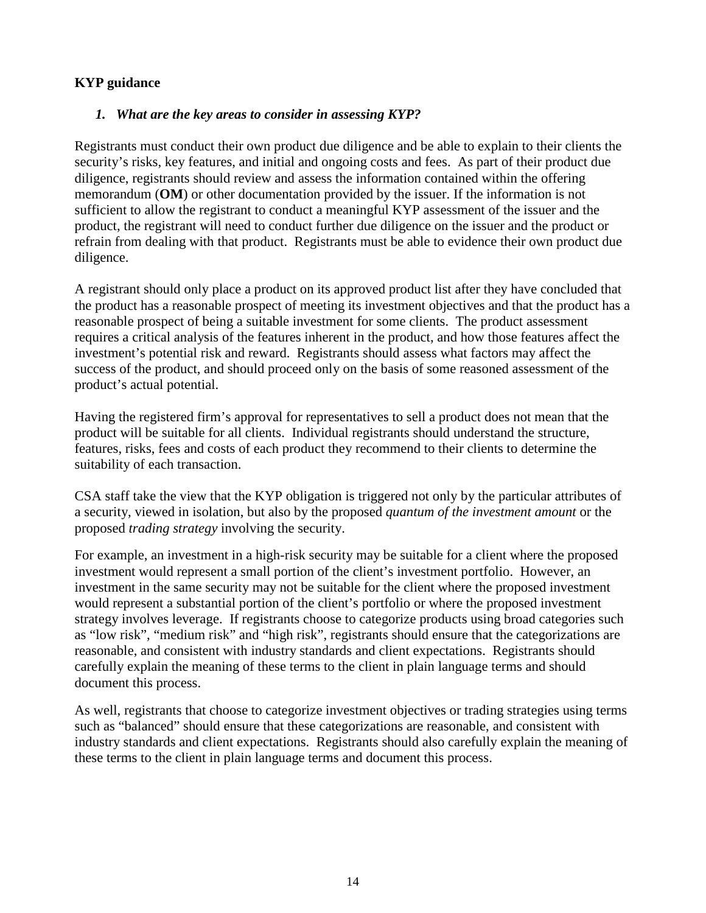**KYP guidance**

1. ***What are the key areas to consider in assessing KYP?***

Registrants must conduct their own product due diligence and be able to explain to their clients the security's risks, key features, and initial and ongoing costs and fees. As part of their product due diligence, registrants should review and assess the information contained within the offering memorandum (**OM**) or other documentation provided by the issuer. If the information is not sufficient to allow the registrant to conduct a meaningful KYP assessment of the issuer and the product, the registrant will need to conduct further due diligence on the issuer and the product or refrain from dealing with that product. Registrants must be able to evidence their own product due diligence.

A registrant should only place a product on its approved product list after they have concluded that the product has a reasonable prospect of meeting its investment objectives and that the product has a reasonable prospect of being a suitable investment for some clients. The product assessment requires a critical analysis of the features inherent in the product, and how those features affect the investment's potential risk and reward. Registrants should assess what factors may affect the success of the product, and should proceed only on the basis of some reasoned assessment of the product's actual potential.

Having the registered firm's approval for representatives to sell a product does not mean that the product will be suitable for all clients. Individual registrants should understand the structure, features, risks, fees and costs of each product they recommend to their clients to determine the suitability of each transaction.

CSA staff take the view that the KYP obligation is triggered not only by the particular attributes of a security, viewed in isolation, but also by the proposed *quantum of the investment amount* or the proposed *trading strategy* involving the security.

For example, an investment in a high-risk security may be suitable for a client where the proposed investment would represent a small portion of the client's investment portfolio. However, an investment in the same security may not be suitable for the client where the proposed investment would represent a substantial portion of the client's portfolio or where the proposed investment strategy involves leverage. If registrants choose to categorize products using broad categories such as "low risk", "medium risk" and "high risk", registrants should ensure that the categorizations are reasonable, and consistent with industry standards and client expectations. Registrants should carefully explain the meaning of these terms to the client in plain language terms and should document this process.

As well, registrants that choose to categorize investment objectives or trading strategies using terms such as "balanced" should ensure that these categorizations are reasonable, and consistent with industry standards and client expectations. Registrants should also carefully explain the meaning of these terms to the client in plain language terms and document this process.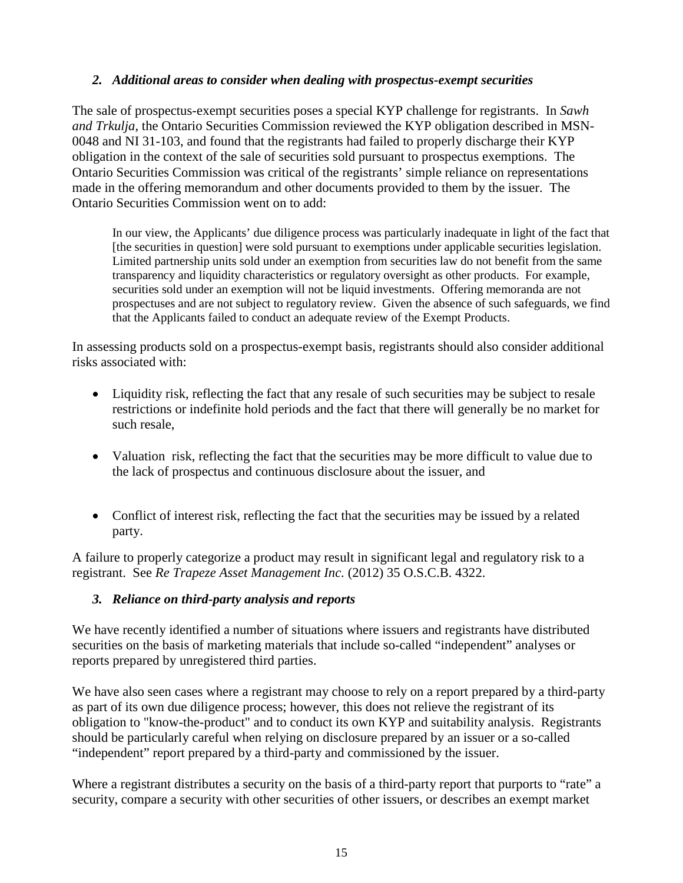### *2. Additional areas to consider when dealing with prospectus-exempt securities*

The sale of prospectus-exempt securities poses a special KYP challenge for registrants. In *Sawh and Trkulja*, the Ontario Securities Commission reviewed the KYP obligation described in MSN-0048 and NI 31-103, and found that the registrants had failed to properly discharge their KYP obligation in the context of the sale of securities sold pursuant to prospectus exemptions. The Ontario Securities Commission was critical of the registrants' simple reliance on representations made in the offering memorandum and other documents provided to them by the issuer. The Ontario Securities Commission went on to add:

> In our view, the Applicants' due diligence process was particularly inadequate in light of the fact that [the securities in question] were sold pursuant to exemptions under applicable securities legislation. Limited partnership units sold under an exemption from securities law do not benefit from the same transparency and liquidity characteristics or regulatory oversight as other products. For example, securities sold under an exemption will not be liquid investments. Offering memoranda are not prospectuses and are not subject to regulatory review. Given the absence of such safeguards, we find that the Applicants failed to conduct an adequate review of the Exempt Products.

In assessing products sold on a prospectus-exempt basis, registrants should also consider additional risks associated with:

- Liquidity risk, reflecting the fact that any resale of such securities may be subject to resale restrictions or indefinite hold periods and the fact that there will generally be no market for such resale,
- Valuation risk, reflecting the fact that the securities may be more difficult to value due to the lack of prospectus and continuous disclosure about the issuer, and
- Conflict of interest risk, reflecting the fact that the securities may be issued by a related party.

A failure to properly categorize a product may result in significant legal and regulatory risk to a registrant. See *Re Trapeze Asset Management Inc.* (2012) 35 O.S.C.B. 4322.

### *3. Reliance on third-party analysis and reports*

We have recently identified a number of situations where issuers and registrants have distributed securities on the basis of marketing materials that include so-called "independent" analyses or reports prepared by unregistered third parties.

We have also seen cases where a registrant may choose to rely on a report prepared by a third-party as part of its own due diligence process; however, this does not relieve the registrant of its obligation to "know-the-product" and to conduct its own KYP and suitability analysis. Registrants should be particularly careful when relying on disclosure prepared by an issuer or a so-called "independent" report prepared by a third-party and commissioned by the issuer.

Where a registrant distributes a security on the basis of a third-party report that purports to "rate" a security, compare a security with other securities of other issuers, or describes an exempt market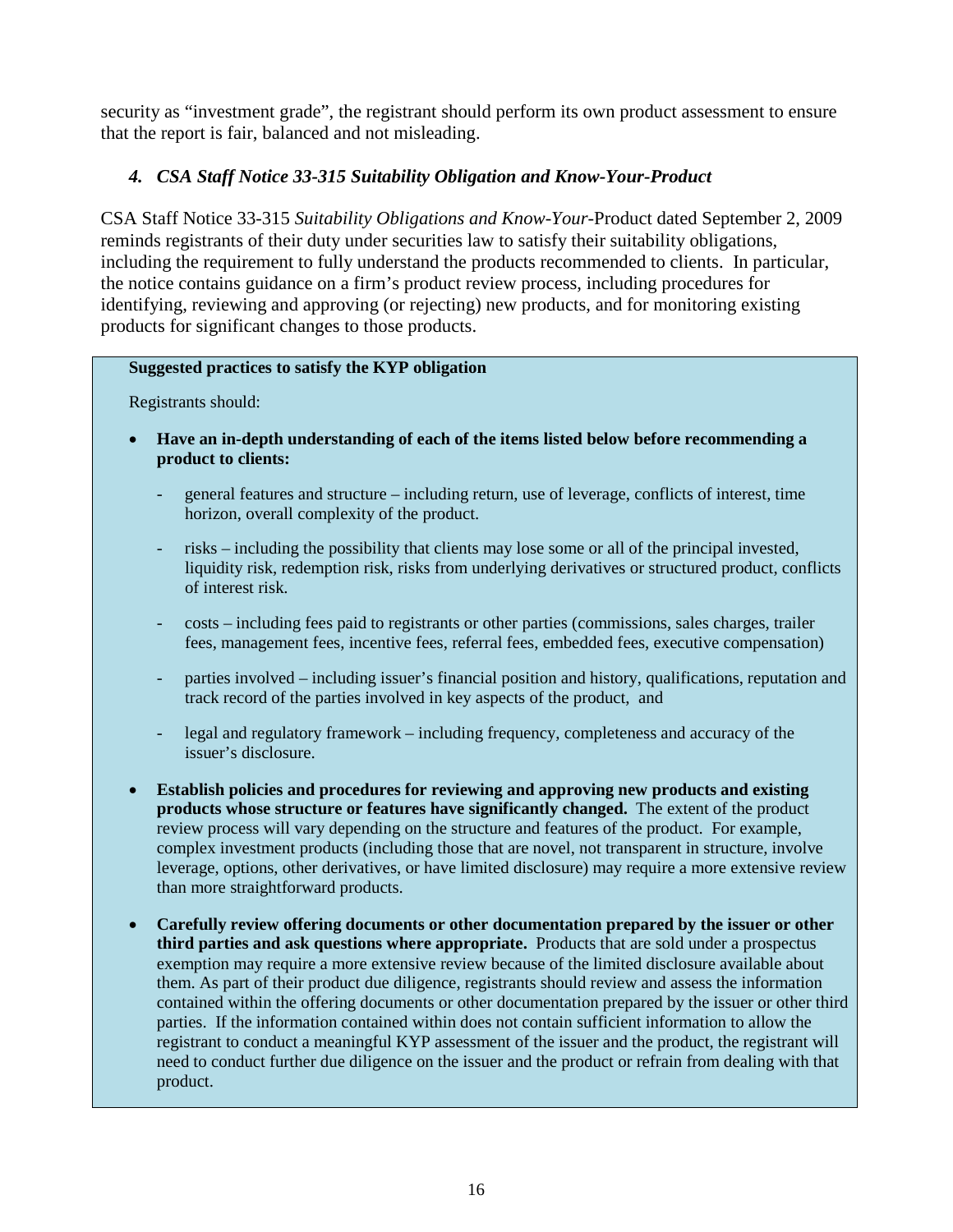security as "investment grade", the registrant should perform its own product assessment to ensure that the report is fair, balanced and not misleading.

### *4. CSA Staff Notice 33-315 Suitability Obligation and Know-Your-Product*

CSA Staff Notice 33-315 *Suitability Obligations and Know-Your-*Product dated September 2, 2009 reminds registrants of their duty under securities law to satisfy their suitability obligations, including the requirement to fully understand the products recommended to clients. In particular, the notice contains guidance on a firm's product review process, including procedures for identifying, reviewing and approving (or rejecting) new products, and for monitoring existing products for significant changes to those products.

**Suggested practices to satisfy the KYP obligation**

Registrants should:

- **Have an in-depth understanding of each of the items listed below before recommending a product to clients:**
    - general features and structure – including return, use of leverage, conflicts of interest, time horizon, overall complexity of the product.
    - risks – including the possibility that clients may lose some or all of the principal invested, liquidity risk, redemption risk, risks from underlying derivatives or structured product, conflicts of interest risk.
    - costs – including fees paid to registrants or other parties (commissions, sales charges, trailer fees, management fees, incentive fees, referral fees, embedded fees, executive compensation)
    - parties involved – including issuer's financial position and history, qualifications, reputation and track record of the parties involved in key aspects of the product, and
    - legal and regulatory framework – including frequency, completeness and accuracy of the issuer's disclosure.
- **Establish policies and procedures for reviewing and approving new products and existing products whose structure or features have significantly changed.** The extent of the product review process will vary depending on the structure and features of the product. For example, complex investment products (including those that are novel, not transparent in structure, involve leverage, options, other derivatives, or have limited disclosure) may require a more extensive review than more straightforward products.
- **Carefully review offering documents or other documentation prepared by the issuer or other third parties and ask questions where appropriate.** Products that are sold under a prospectus exemption may require a more extensive review because of the limited disclosure available about them. As part of their product due diligence, registrants should review and assess the information contained within the offering documents or other documentation prepared by the issuer or other third parties. If the information contained within does not contain sufficient information to allow the registrant to conduct a meaningful KYP assessment of the issuer and the product, the registrant will need to conduct further due diligence on the issuer and the product or refrain from dealing with that product.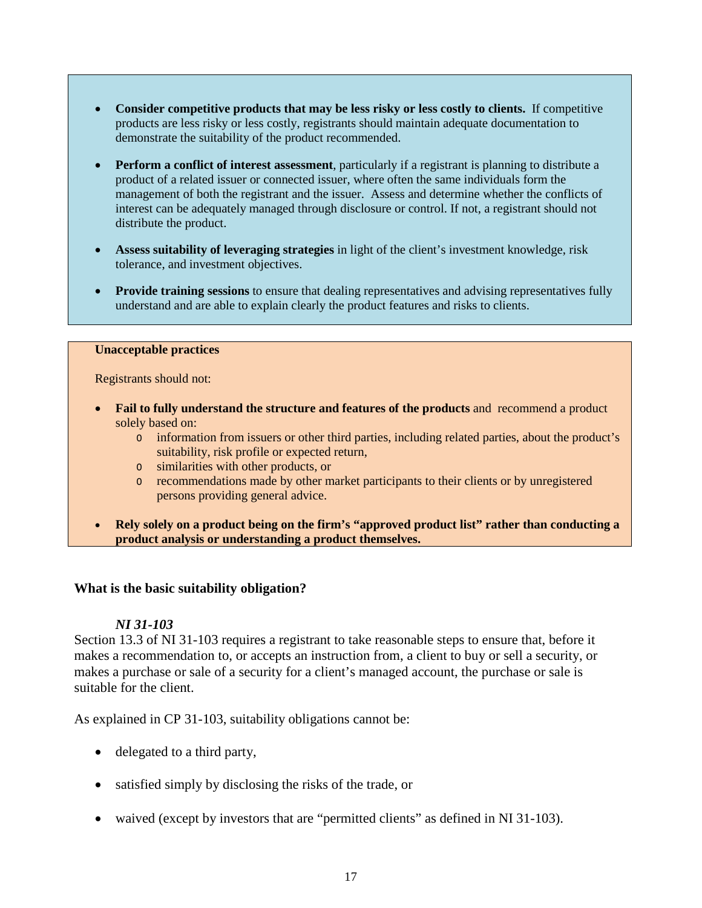- **Consider competitive products that may be less risky or less costly to clients.** If competitive products are less risky or less costly, registrants should maintain adequate documentation to demonstrate the suitability of the product recommended.

- **Perform a conflict of interest assessment**, particularly if a registrant is planning to distribute a product of a related issuer or connected issuer, where often the same individuals form the management of both the registrant and the issuer. Assess and determine whether the conflicts of interest can be adequately managed through disclosure or control. If not, a registrant should not distribute the product.

- **Assess suitability of leveraging strategies** in light of the client's investment knowledge, risk tolerance, and investment objectives.

- **Provide training sessions** to ensure that dealing representatives and advising representatives fully understand and are able to explain clearly the product features and risks to clients.

**Unacceptable practices**

Registrants should not:

- **Fail to fully understand the structure and features of the products** and recommend a product solely based on:
  - information from issuers or other third parties, including related parties, about the product's suitability, risk profile or expected return,
  - similarities with other products, or
  - recommendations made by other market participants to their clients or by unregistered persons providing general advice.

- **Rely solely on a product being on the firm's "approved product list" rather than conducting a product analysis or understanding a product themselves.**

### What is the basic suitability obligation?

***NI 31-103***

Section 13.3 of NI 31-103 requires a registrant to take reasonable steps to ensure that, before it makes a recommendation to, or accepts an instruction from, a client to buy or sell a security, or makes a purchase or sale of a security for a client's managed account, the purchase or sale is suitable for the client.

As explained in CP 31-103, suitability obligations cannot be:

- delegated to a third party,
- satisfied simply by disclosing the risks of the trade, or
- waived (except by investors that are "permitted clients" as defined in NI 31-103).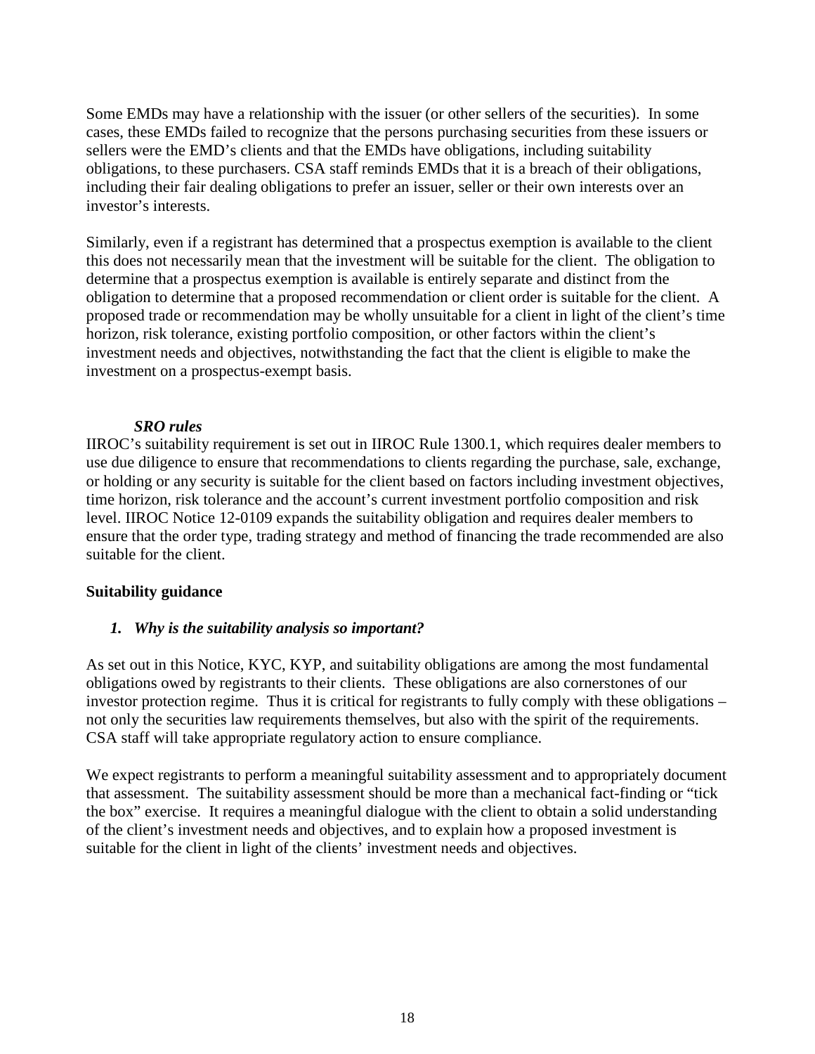Some EMDs may have a relationship with the issuer (or other sellers of the securities). In some cases, these EMDs failed to recognize that the persons purchasing securities from these issuers or sellers were the EMD's clients and that the EMDs have obligations, including suitability obligations, to these purchasers. CSA staff reminds EMDs that it is a breach of their obligations, including their fair dealing obligations to prefer an issuer, seller or their own interests over an investor's interests.

Similarly, even if a registrant has determined that a prospectus exemption is available to the client this does not necessarily mean that the investment will be suitable for the client. The obligation to determine that a prospectus exemption is available is entirely separate and distinct from the obligation to determine that a proposed recommendation or client order is suitable for the client. A proposed trade or recommendation may be wholly unsuitable for a client in light of the client's time horizon, risk tolerance, existing portfolio composition, or other factors within the client's investment needs and objectives, notwithstanding the fact that the client is eligible to make the investment on a prospectus-exempt basis.

***SRO rules***

IIROC's suitability requirement is set out in IIROC Rule 1300.1, which requires dealer members to use due diligence to ensure that recommendations to clients regarding the purchase, sale, exchange, or holding or any security is suitable for the client based on factors including investment objectives, time horizon, risk tolerance and the account's current investment portfolio composition and risk level. IIROC Notice 12-0109 expands the suitability obligation and requires dealer members to ensure that the order type, trading strategy and method of financing the trade recommended are also suitable for the client.

**Suitability guidance**

***1. Why is the suitability analysis so important?***

As set out in this Notice, KYC, KYP, and suitability obligations are among the most fundamental obligations owed by registrants to their clients. These obligations are also cornerstones of our investor protection regime. Thus it is critical for registrants to fully comply with these obligations – not only the securities law requirements themselves, but also with the spirit of the requirements. CSA staff will take appropriate regulatory action to ensure compliance.

We expect registrants to perform a meaningful suitability assessment and to appropriately document that assessment. The suitability assessment should be more than a mechanical fact-finding or "tick the box" exercise. It requires a meaningful dialogue with the client to obtain a solid understanding of the client's investment needs and objectives, and to explain how a proposed investment is suitable for the client in light of the clients' investment needs and objectives.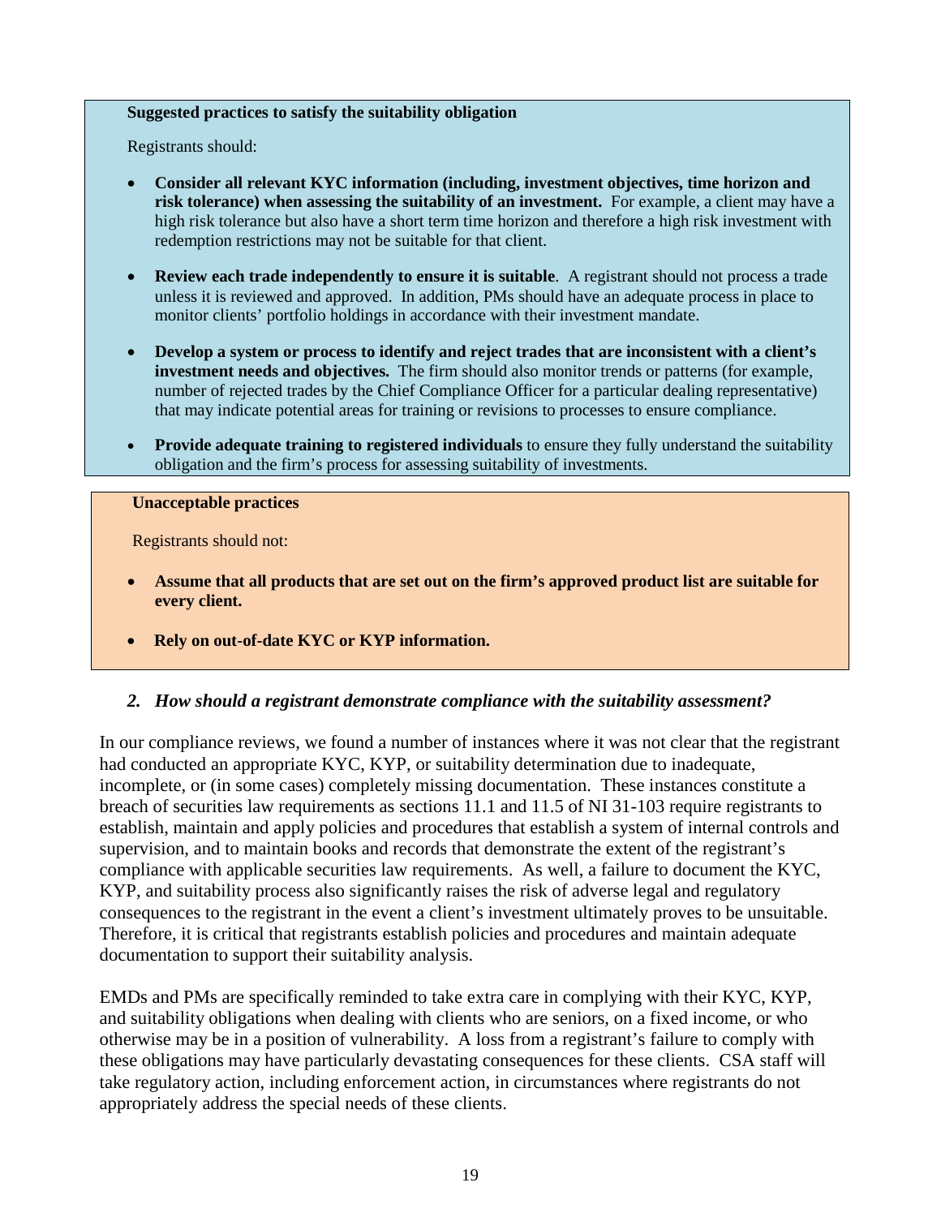**Suggested practices to satisfy the suitability obligation**

Registrants should:

- **Consider all relevant KYC information (including, investment objectives, time horizon and risk tolerance) when assessing the suitability of an investment.** For example, a client may have a high risk tolerance but also have a short term time horizon and therefore a high risk investment with redemption restrictions may not be suitable for that client.
- **Review each trade independently to ensure it is suitable**. A registrant should not process a trade unless it is reviewed and approved. In addition, PMs should have an adequate process in place to monitor clients' portfolio holdings in accordance with their investment mandate.
- **Develop a system or process to identify and reject trades that are inconsistent with a client's investment needs and objectives.** The firm should also monitor trends or patterns (for example, number of rejected trades by the Chief Compliance Officer for a particular dealing representative) that may indicate potential areas for training or revisions to processes to ensure compliance.
- **Provide adequate training to registered individuals** to ensure they fully understand the suitability obligation and the firm's process for assessing suitability of investments.

**Unacceptable practices**

Registrants should not:

- **Assume that all products that are set out on the firm's approved product list are suitable for every client.**
- **Rely on out-of-date KYC or KYP information.**

### *2. How should a registrant demonstrate compliance with the suitability assessment?*

In our compliance reviews, we found a number of instances where it was not clear that the registrant had conducted an appropriate KYC, KYP, or suitability determination due to inadequate, incomplete, or (in some cases) completely missing documentation. These instances constitute a breach of securities law requirements as sections 11.1 and 11.5 of NI 31-103 require registrants to establish, maintain and apply policies and procedures that establish a system of internal controls and supervision, and to maintain books and records that demonstrate the extent of the registrant's compliance with applicable securities law requirements. As well, a failure to document the KYC, KYP, and suitability process also significantly raises the risk of adverse legal and regulatory consequences to the registrant in the event a client's investment ultimately proves to be unsuitable. Therefore, it is critical that registrants establish policies and procedures and maintain adequate documentation to support their suitability analysis.

EMDs and PMs are specifically reminded to take extra care in complying with their KYC, KYP, and suitability obligations when dealing with clients who are seniors, on a fixed income, or who otherwise may be in a position of vulnerability. A loss from a registrant's failure to comply with these obligations may have particularly devastating consequences for these clients. CSA staff will take regulatory action, including enforcement action, in circumstances where registrants do not appropriately address the special needs of these clients.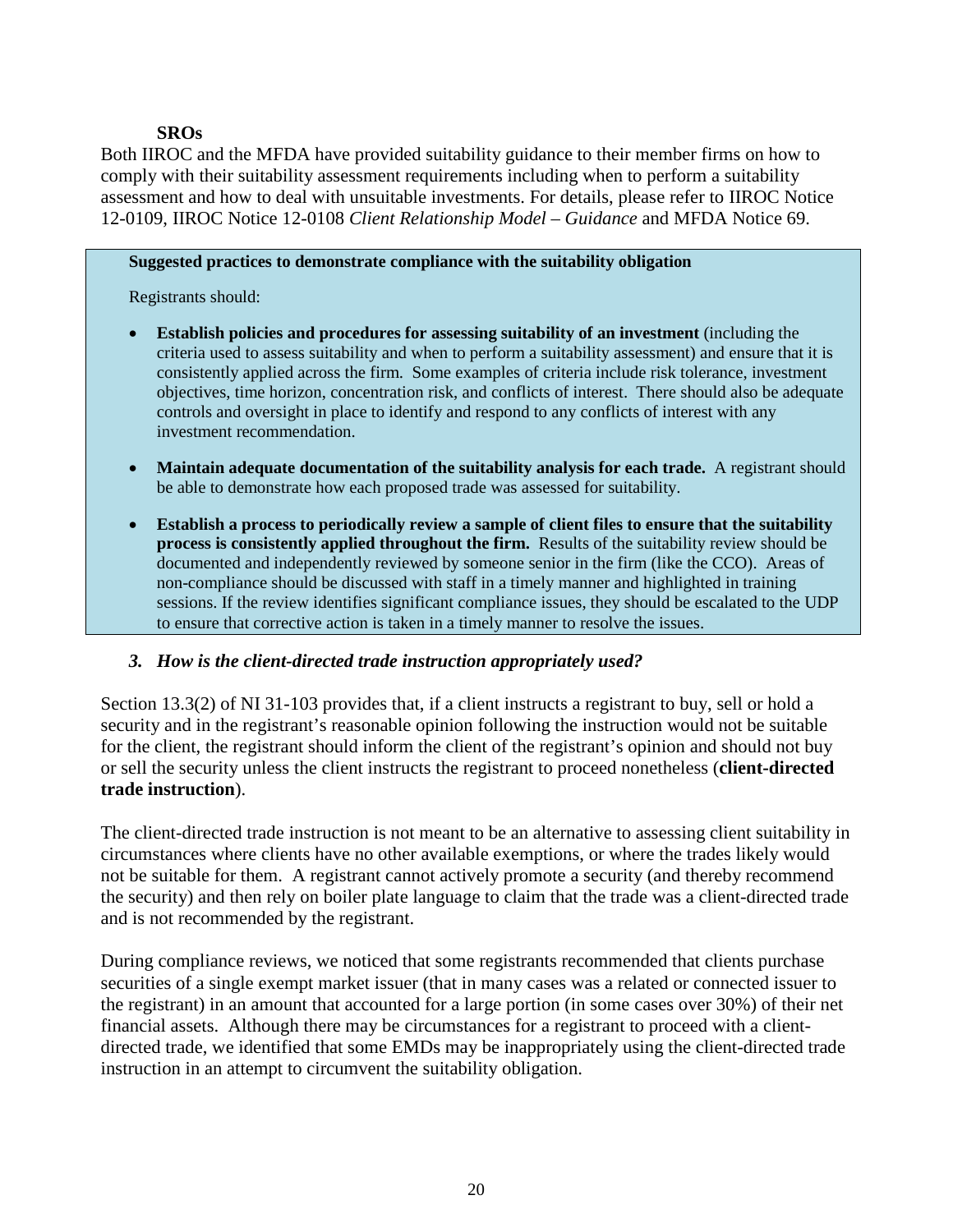**SROs**

Both IIROC and the MFDA have provided suitability guidance to their member firms on how to comply with their suitability assessment requirements including when to perform a suitability assessment and how to deal with unsuitable investments. For details, please refer to IIROC Notice 12-0109, IIROC Notice 12-0108 *Client Relationship Model – Guidance* and MFDA Notice 69.

> **Suggested practices to demonstrate compliance with the suitability obligation**
>
> Registrants should:
>
> - **Establish policies and procedures for assessing suitability of an investment** (including the criteria used to assess suitability and when to perform a suitability assessment) and ensure that it is consistently applied across the firm. Some examples of criteria include risk tolerance, investment objectives, time horizon, concentration risk, and conflicts of interest. There should also be adequate controls and oversight in place to identify and respond to any conflicts of interest with any investment recommendation.
> - **Maintain adequate documentation of the suitability analysis for each trade.** A registrant should be able to demonstrate how each proposed trade was assessed for suitability.
> - **Establish a process to periodically review a sample of client files to ensure that the suitability process is consistently applied throughout the firm.** Results of the suitability review should be documented and independently reviewed by someone senior in the firm (like the CCO). Areas of non-compliance should be discussed with staff in a timely manner and highlighted in training sessions. If the review identifies significant compliance issues, they should be escalated to the UDP to ensure that corrective action is taken in a timely manner to resolve the issues.

### *3. How is the client-directed trade instruction appropriately used?*

Section 13.3(2) of NI 31-103 provides that, if a client instructs a registrant to buy, sell or hold a security and in the registrant's reasonable opinion following the instruction would not be suitable for the client, the registrant should inform the client of the registrant's opinion and should not buy or sell the security unless the client instructs the registrant to proceed nonetheless (**client-directed trade instruction**).

The client-directed trade instruction is not meant to be an alternative to assessing client suitability in circumstances where clients have no other available exemptions, or where the trades likely would not be suitable for them. A registrant cannot actively promote a security (and thereby recommend the security) and then rely on boiler plate language to claim that the trade was a client-directed trade and is not recommended by the registrant.

During compliance reviews, we noticed that some registrants recommended that clients purchase securities of a single exempt market issuer (that in many cases was a related or connected issuer to the registrant) in an amount that accounted for a large portion (in some cases over 30%) of their net financial assets. Although there may be circumstances for a registrant to proceed with a client-directed trade, we identified that some EMDs may be inappropriately using the client-directed trade instruction in an attempt to circumvent the suitability obligation.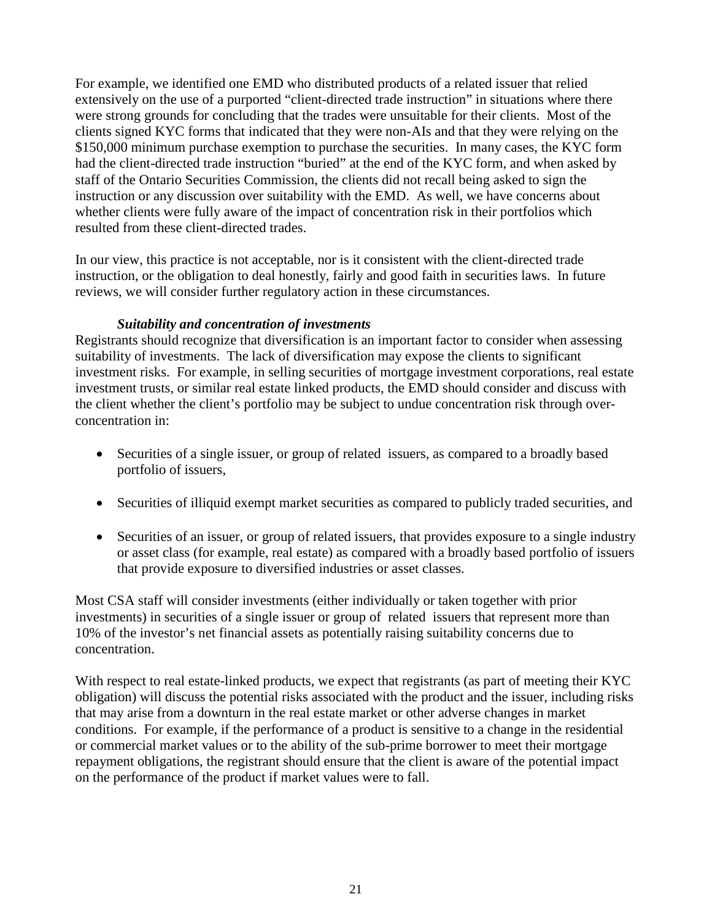For example, we identified one EMD who distributed products of a related issuer that relied extensively on the use of a purported "client-directed trade instruction" in situations where there were strong grounds for concluding that the trades were unsuitable for their clients. Most of the clients signed KYC forms that indicated that they were non-AIs and that they were relying on the $150,000 minimum purchase exemption to purchase the securities. In many cases, the KYC form had the client-directed trade instruction "buried" at the end of the KYC form, and when asked by staff of the Ontario Securities Commission, the clients did not recall being asked to sign the instruction or any discussion over suitability with the EMD. As well, we have concerns about whether clients were fully aware of the impact of concentration risk in their portfolios which resulted from these client-directed trades.

In our view, this practice is not acceptable, nor is it consistent with the client-directed trade instruction, or the obligation to deal honestly, fairly and good faith in securities laws. In future reviews, we will consider further regulatory action in these circumstances.

***Suitability and concentration of investments***

Registrants should recognize that diversification is an important factor to consider when assessing suitability of investments. The lack of diversification may expose the clients to significant investment risks. For example, in selling securities of mortgage investment corporations, real estate investment trusts, or similar real estate linked products, the EMD should consider and discuss with the client whether the client's portfolio may be subject to undue concentration risk through over-concentration in:

- Securities of a single issuer, or group of related issuers, as compared to a broadly based portfolio of issuers,
- Securities of illiquid exempt market securities as compared to publicly traded securities, and
- Securities of an issuer, or group of related issuers, that provides exposure to a single industry or asset class (for example, real estate) as compared with a broadly based portfolio of issuers that provide exposure to diversified industries or asset classes.

Most CSA staff will consider investments (either individually or taken together with prior investments) in securities of a single issuer or group of related issuers that represent more than 10% of the investor's net financial assets as potentially raising suitability concerns due to concentration.

With respect to real estate-linked products, we expect that registrants (as part of meeting their KYC obligation) will discuss the potential risks associated with the product and the issuer, including risks that may arise from a downturn in the real estate market or other adverse changes in market conditions. For example, if the performance of a product is sensitive to a change in the residential or commercial market values or to the ability of the sub-prime borrower to meet their mortgage repayment obligations, the registrant should ensure that the client is aware of the potential impact on the performance of the product if market values were to fall.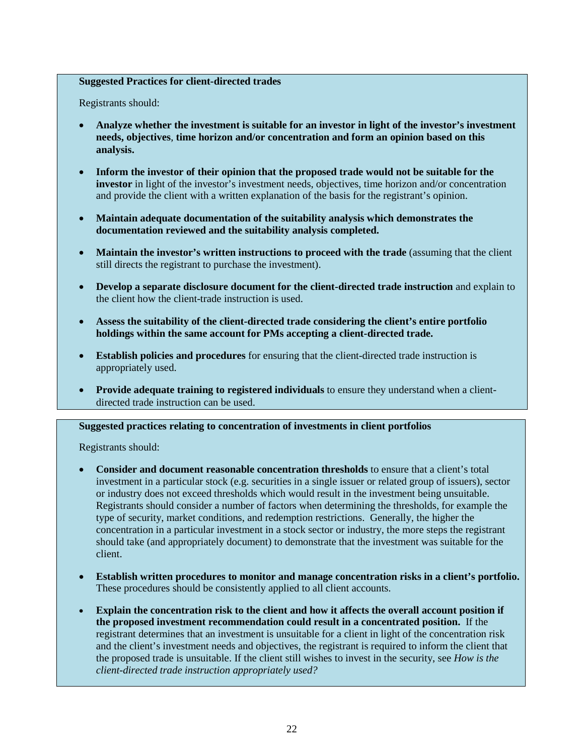**Suggested Practices for client-directed trades**

Registrants should:

- **Analyze whether the investment is suitable for an investor in light of the investor's investment needs, objectives**, **time horizon and/or concentration and form an opinion based on this analysis.**
- **Inform the investor of their opinion that the proposed trade would not be suitable for the investor** in light of the investor's investment needs, objectives, time horizon and/or concentration and provide the client with a written explanation of the basis for the registrant's opinion.
- **Maintain adequate documentation of the suitability analysis which demonstrates the documentation reviewed and the suitability analysis completed.**
- **Maintain the investor's written instructions to proceed with the trade** (assuming that the client still directs the registrant to purchase the investment).
- **Develop a separate disclosure document for the client-directed trade instruction** and explain to the client how the client-trade instruction is used.
- **Assess the suitability of the client-directed trade considering the client's entire portfolio holdings within the same account for PMs accepting a client-directed trade.**
- **Establish policies and procedures** for ensuring that the client-directed trade instruction is appropriately used.
- **Provide adequate training to registered individuals** to ensure they understand when a client-directed trade instruction can be used.

**Suggested practices relating to concentration of investments in client portfolios**

Registrants should:

- **Consider and document reasonable concentration thresholds** to ensure that a client's total investment in a particular stock (e.g. securities in a single issuer or related group of issuers), sector or industry does not exceed thresholds which would result in the investment being unsuitable. Registrants should consider a number of factors when determining the thresholds, for example the type of security, market conditions, and redemption restrictions. Generally, the higher the concentration in a particular investment in a stock sector or industry, the more steps the registrant should take (and appropriately document) to demonstrate that the investment was suitable for the client.
- **Establish written procedures to monitor and manage concentration risks in a client's portfolio.** These procedures should be consistently applied to all client accounts.
- **Explain the concentration risk to the client and how it affects the overall account position if the proposed investment recommendation could result in a concentrated position.** If the registrant determines that an investment is unsuitable for a client in light of the concentration risk and the client's investment needs and objectives, the registrant is required to inform the client that the proposed trade is unsuitable. If the client still wishes to invest in the security, see *How is the client-directed trade instruction appropriately used?*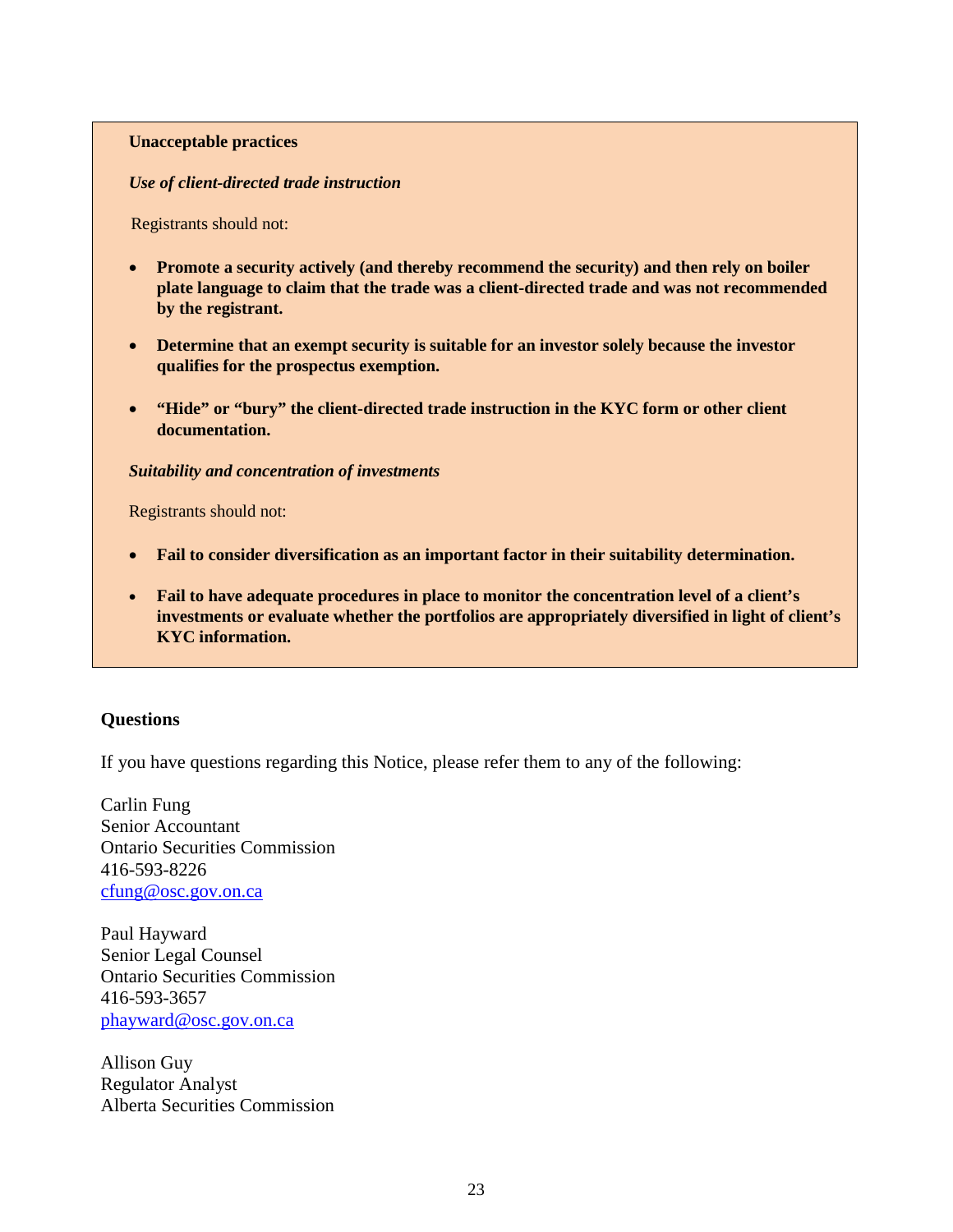**Unacceptable practices**

***Use of client-directed trade instruction***

Registrants should not:

- **Promote a security actively (and thereby recommend the security) and then rely on boiler plate language to claim that the trade was a client-directed trade and was not recommended by the registrant.**

- **Determine that an exempt security is suitable for an investor solely because the investor qualifies for the prospectus exemption.**

- **"Hide" or "bury" the client-directed trade instruction in the KYC form or other client documentation.**

***Suitability and concentration of investments***

Registrants should not:

- **Fail to consider diversification as an important factor in their suitability determination.**

- **Fail to have adequate procedures in place to monitor the concentration level of a client's investments or evaluate whether the portfolios are appropriately diversified in light of client's KYC information.**

## Questions

If you have questions regarding this Notice, please refer them to any of the following:

Carlin Fung
Senior Accountant
Ontario Securities Commission
416-593-8226
cfung@osc.gov.on.ca

Paul Hayward
Senior Legal Counsel
Ontario Securities Commission
416-593-3657
phayward@osc.gov.on.ca

Allison Guy
Regulator Analyst
Alberta Securities Commission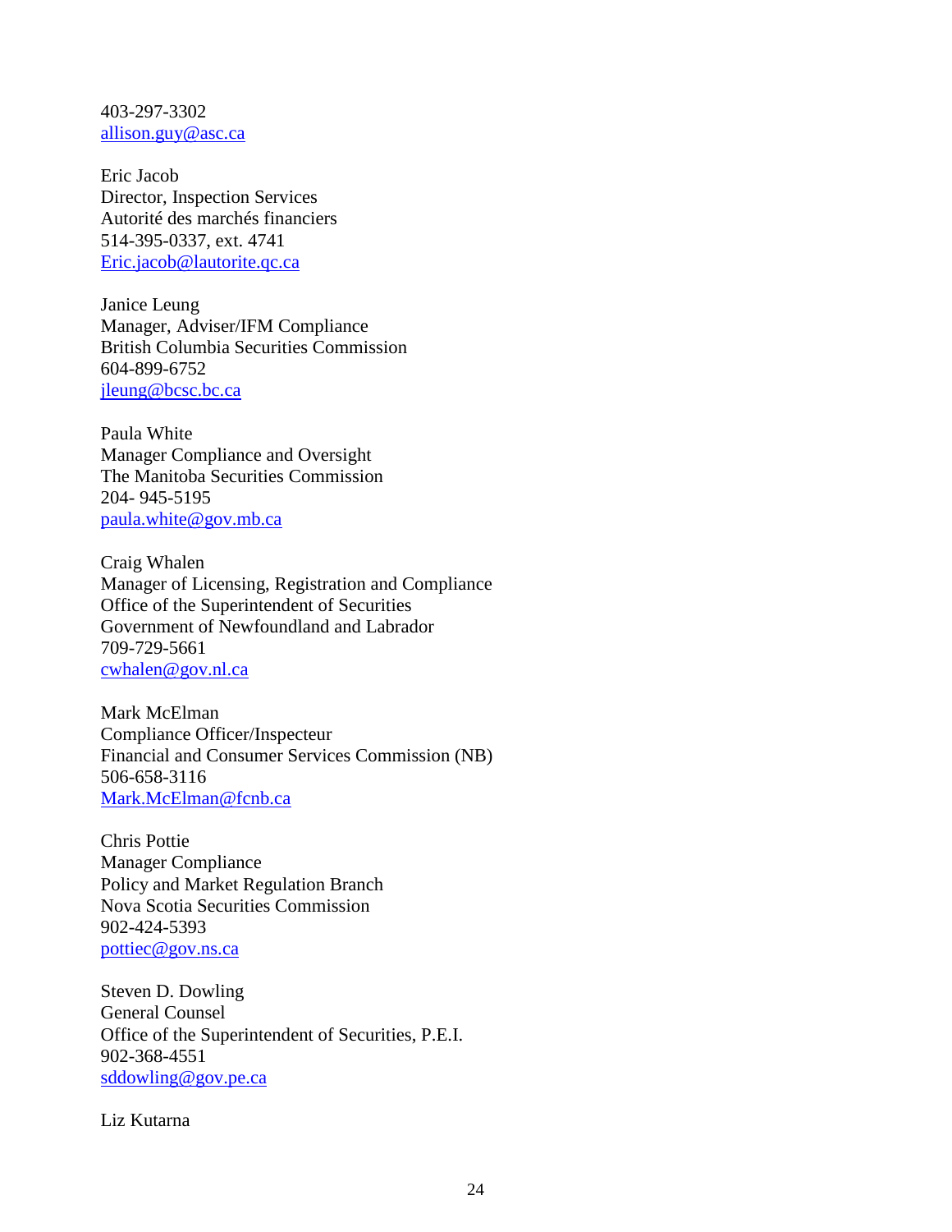403-297-3302
allison.guy@asc.ca

Eric Jacob
Director, Inspection Services
Autorité des marchés financiers
514-395-0337, ext. 4741
Eric.jacob@lautorite.qc.ca

Janice Leung
Manager, Adviser/IFM Compliance
British Columbia Securities Commission
604-899-6752
jleung@bcsc.bc.ca

Paula White
Manager Compliance and Oversight
The Manitoba Securities Commission
204- 945-5195
paula.white@gov.mb.ca

Craig Whalen
Manager of Licensing, Registration and Compliance
Office of the Superintendent of Securities
Government of Newfoundland and Labrador
709-729-5661
cwhalen@gov.nl.ca

Mark McElman
Compliance Officer/Inspecteur
Financial and Consumer Services Commission (NB)
506-658-3116
Mark.McElman@fcnb.ca

Chris Pottie
Manager Compliance
Policy and Market Regulation Branch
Nova Scotia Securities Commission
902-424-5393
pottiec@gov.ns.ca

Steven D. Dowling
General Counsel
Office of the Superintendent of Securities, P.E.I.
902-368-4551
sddowling@gov.pe.ca

Liz Kutarna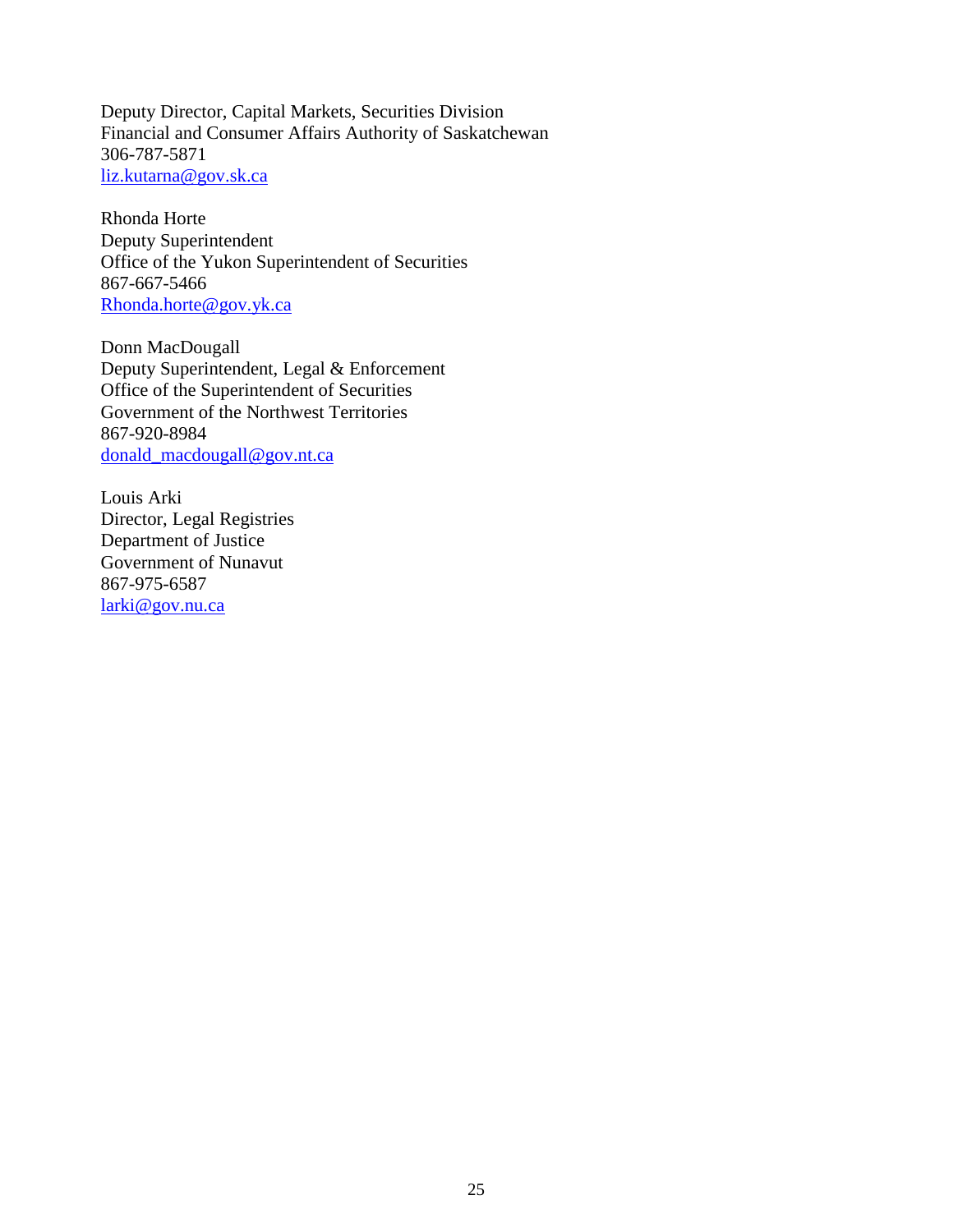Deputy Director, Capital Markets, Securities Division
Financial and Consumer Affairs Authority of Saskatchewan
306-787-5871
liz.kutarna@gov.sk.ca

Rhonda Horte
Deputy Superintendent
Office of the Yukon Superintendent of Securities
867-667-5466
Rhonda.horte@gov.yk.ca

Donn MacDougall
Deputy Superintendent, Legal & Enforcement
Office of the Superintendent of Securities
Government of the Northwest Territories
867-920-8984
donald_macdougall@gov.nt.ca

Louis Arki
Director, Legal Registries
Department of Justice
Government of Nunavut
867-975-6587
larki@gov.nu.ca